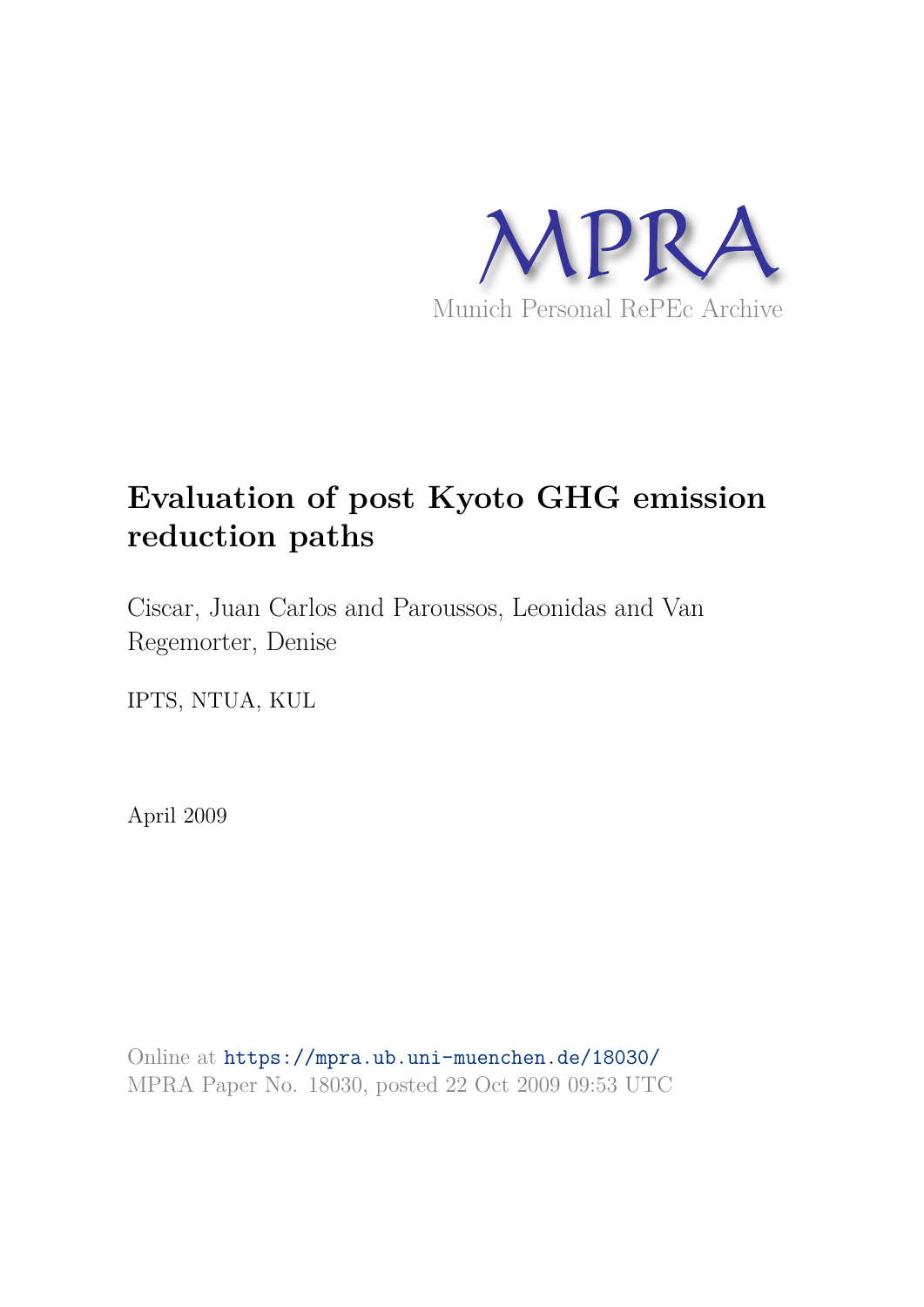MPRA

Munich Personal RePEc Archive

# Evaluation of post Kyoto GHG emission reduction paths

Ciscar, Juan Carlos and Paroussos, Leonidas and Van Regemorter, Denise

IPTS, NTUA, KUL

April 2009

Online at https://mpra.ub.uni-muenchen.de/18030/
MPRA Paper No. 18030, posted 22 Oct 2009 09:53 UTC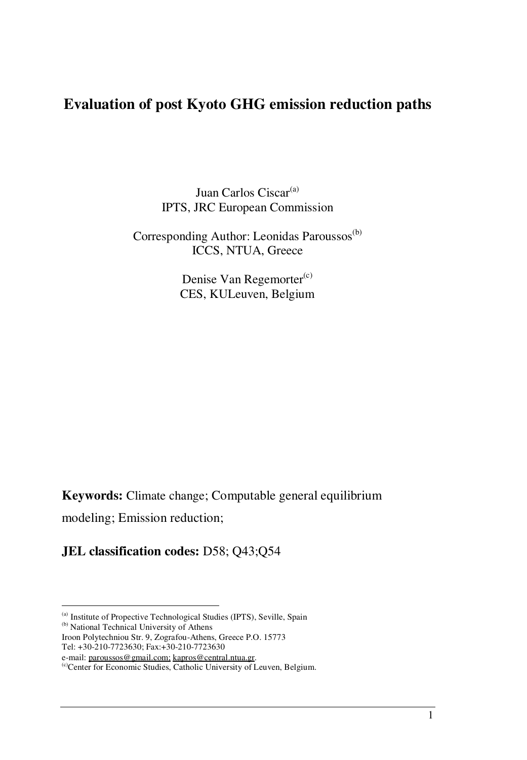# Evaluation of post Kyoto GHG emission reduction paths

Juan Carlos Ciscar[(a)]
IPTS, JRC European Commission

Corresponding Author: Leonidas Paroussos[(b)]
ICCS, NTUA, Greece

Denise Van Regemorter[(c)]
CES, KULeuven, Belgium

**Keywords:** Climate change; Computable general equilibrium modeling; Emission reduction;

**JEL classification codes:** D58; Q43;Q54

---

[(a)] Institute of Propective Technological Studies (IPTS), Seville, Spain
[(b)] National Technical University of Athens
Iroon Polytechniou Str. 9, Zografou-Athens, Greece P.O. 15773
Tel: +30-210-7723630; Fax:+30-210-7723630
e-mail: paroussos@gmail.com; kapros@central.ntua.gr.
[(c)]Center for Economic Studies, Catholic University of Leuven, Belgium.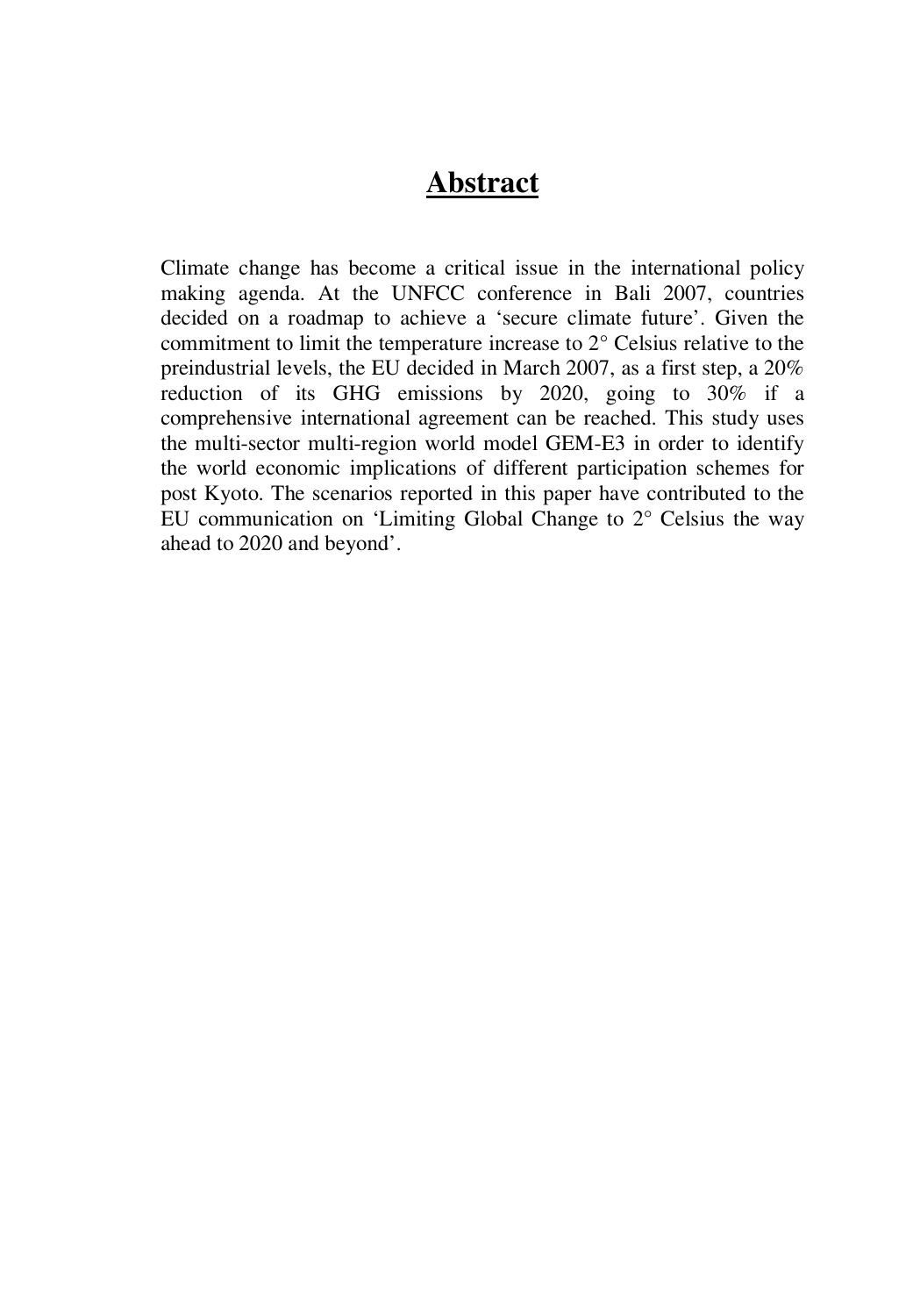# Abstract

Climate change has become a critical issue in the international policy making agenda. At the UNFCC conference in Bali 2007, countries decided on a roadmap to achieve a 'secure climate future'. Given the commitment to limit the temperature increase to 2° Celsius relative to the preindustrial levels, the EU decided in March 2007, as a first step, a 20% reduction of its GHG emissions by 2020, going to 30% if a comprehensive international agreement can be reached. This study uses the multi-sector multi-region world model GEM-E3 in order to identify the world economic implications of different participation schemes for post Kyoto. The scenarios reported in this paper have contributed to the EU communication on 'Limiting Global Change to 2° Celsius the way ahead to 2020 and beyond'.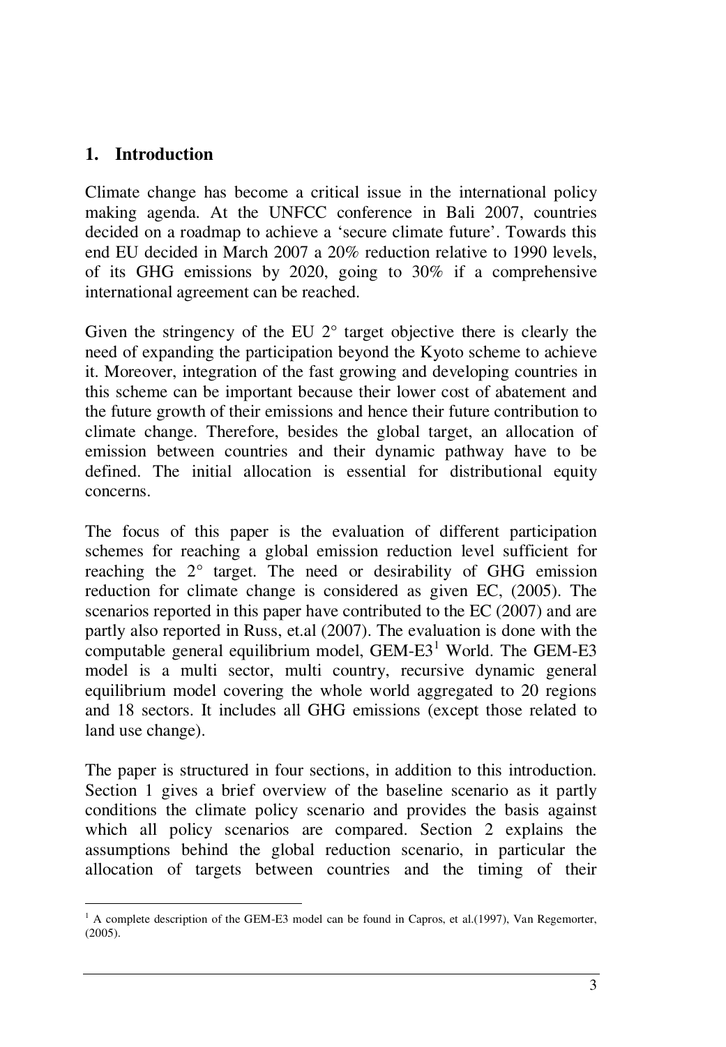## 1. Introduction

Climate change has become a critical issue in the international policy making agenda. At the UNFCC conference in Bali 2007, countries decided on a roadmap to achieve a 'secure climate future'. Towards this end EU decided in March 2007 a 20% reduction relative to 1990 levels, of its GHG emissions by 2020, going to 30% if a comprehensive international agreement can be reached.

Given the stringency of the EU 2° target objective there is clearly the need of expanding the participation beyond the Kyoto scheme to achieve it. Moreover, integration of the fast growing and developing countries in this scheme can be important because their lower cost of abatement and the future growth of their emissions and hence their future contribution to climate change. Therefore, besides the global target, an allocation of emission between countries and their dynamic pathway have to be defined. The initial allocation is essential for distributional equity concerns.

The focus of this paper is the evaluation of different participation schemes for reaching a global emission reduction level sufficient for reaching the 2° target. The need or desirability of GHG emission reduction for climate change is considered as given EC, (2005). The scenarios reported in this paper have contributed to the EC (2007) and are partly also reported in Russ, et.al (2007). The evaluation is done with the computable general equilibrium model, GEM-E3[1] World. The GEM-E3 model is a multi sector, multi country, recursive dynamic general equilibrium model covering the whole world aggregated to 20 regions and 18 sectors. It includes all GHG emissions (except those related to land use change).

The paper is structured in four sections, in addition to this introduction. Section 1 gives a brief overview of the baseline scenario as it partly conditions the climate policy scenario and provides the basis against which all policy scenarios are compared. Section 2 explains the assumptions behind the global reduction scenario, in particular the allocation of targets between countries and the timing of their

[1] A complete description of the GEM-E3 model can be found in Capros, et al.(1997), Van Regemorter, (2005).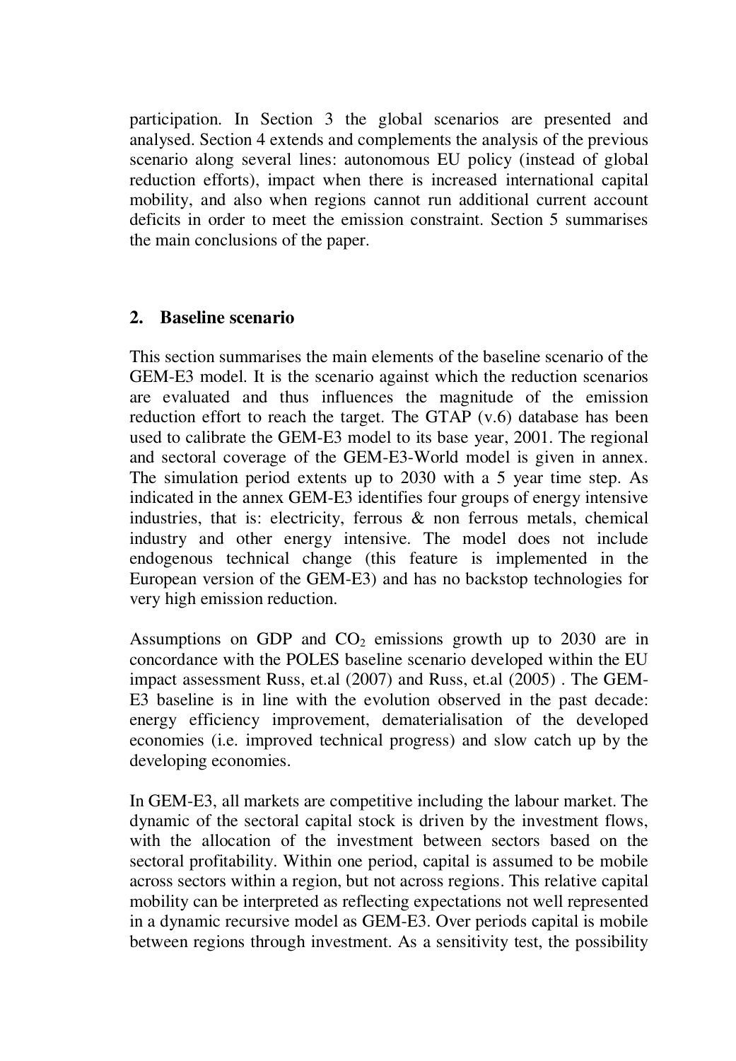participation. In Section 3 the global scenarios are presented and analysed. Section 4 extends and complements the analysis of the previous scenario along several lines: autonomous EU policy (instead of global reduction efforts), impact when there is increased international capital mobility, and also when regions cannot run additional current account deficits in order to meet the emission constraint. Section 5 summarises the main conclusions of the paper.

## 2. Baseline scenario

This section summarises the main elements of the baseline scenario of the GEM-E3 model. It is the scenario against which the reduction scenarios are evaluated and thus influences the magnitude of the emission reduction effort to reach the target. The GTAP (v.6) database has been used to calibrate the GEM-E3 model to its base year, 2001. The regional and sectoral coverage of the GEM-E3-World model is given in annex. The simulation period extents up to 2030 with a 5 year time step. As indicated in the annex GEM-E3 identifies four groups of energy intensive industries, that is: electricity, ferrous & non ferrous metals, chemical industry and other energy intensive. The model does not include endogenous technical change (this feature is implemented in the European version of the GEM-E3) and has no backstop technologies for very high emission reduction.

Assumptions on GDP and $CO_2$ emissions growth up to 2030 are in concordance with the POLES baseline scenario developed within the EU impact assessment Russ, et.al (2007) and Russ, et.al (2005) . The GEM-E3 baseline is in line with the evolution observed in the past decade: energy efficiency improvement, dematerialisation of the developed economies (i.e. improved technical progress) and slow catch up by the developing economies.

In GEM-E3, all markets are competitive including the labour market. The dynamic of the sectoral capital stock is driven by the investment flows, with the allocation of the investment between sectors based on the sectoral profitability. Within one period, capital is assumed to be mobile across sectors within a region, but not across regions. This relative capital mobility can be interpreted as reflecting expectations not well represented in a dynamic recursive model as GEM-E3. Over periods capital is mobile between regions through investment. As a sensitivity test, the possibility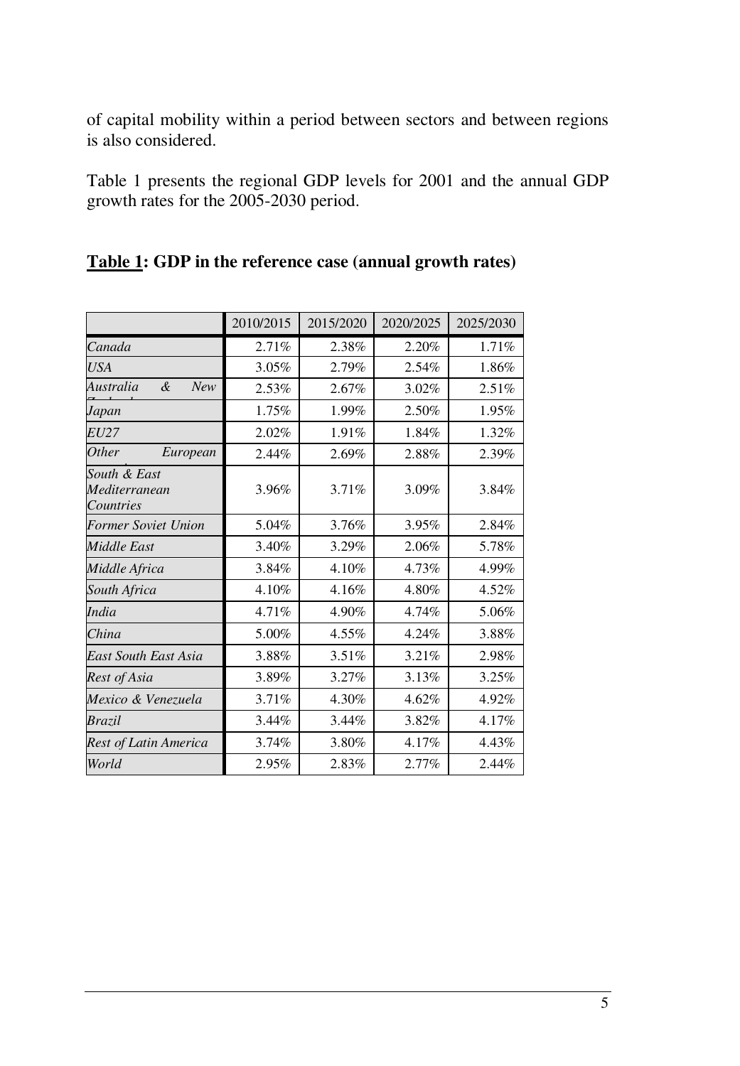of capital mobility within a period between sectors and between regions is also considered.

Table 1 presents the regional GDP levels for 2001 and the annual GDP growth rates for the 2005-2030 period.

**<u>Table 1</u>: GDP in the reference case (annual growth rates)**

| | 2010/2015 | 2015/2020 | 2020/2025 | 2025/2030 |
|---|---|---|---|---|
| *Canada* | 2.71% | 2.38% | 2.20% | 1.71% |
| *USA* | 3.05% | 2.79% | 2.54% | 1.86% |
| *Australia & New Zealand* | 2.53% | 2.67% | 3.02% | 2.51% |
| *Japan* | 1.75% | 1.99% | 2.50% | 1.95% |
| *EU27* | 2.02% | 1.91% | 1.84% | 1.32% |
| *Other European* | 2.44% | 2.69% | 2.88% | 2.39% |
| *South & East Mediterranean Countries* | 3.96% | 3.71% | 3.09% | 3.84% |
| *Former Soviet Union* | 5.04% | 3.76% | 3.95% | 2.84% |
| *Middle East* | 3.40% | 3.29% | 2.06% | 5.78% |
| *Middle Africa* | 3.84% | 4.10% | 4.73% | 4.99% |
| *South Africa* | 4.10% | 4.16% | 4.80% | 4.52% |
| *India* | 4.71% | 4.90% | 4.74% | 5.06% |
| *China* | 5.00% | 4.55% | 4.24% | 3.88% |
| *East South East Asia* | 3.88% | 3.51% | 3.21% | 2.98% |
| *Rest of Asia* | 3.89% | 3.27% | 3.13% | 3.25% |
| *Mexico & Venezuela* | 3.71% | 4.30% | 4.62% | 4.92% |
| *Brazil* | 3.44% | 3.44% | 3.82% | 4.17% |
| *Rest of Latin America* | 3.74% | 3.80% | 4.17% | 4.43% |
| *World* | 2.95% | 2.83% | 2.77% | 2.44% |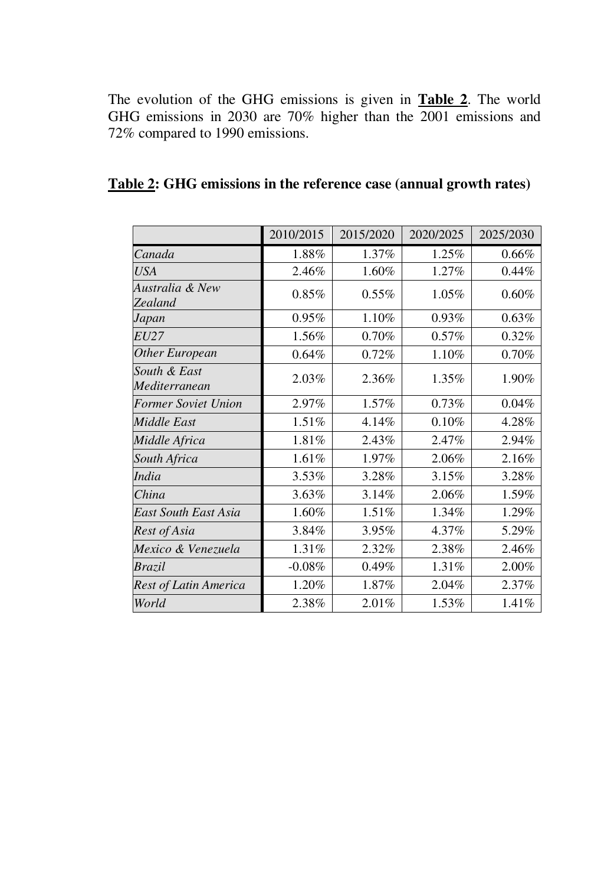The evolution of the GHG emissions is given in **Table 2**. The world GHG emissions in 2030 are 70% higher than the 2001 emissions and 72% compared to 1990 emissions.

**Table 2: GHG emissions in the reference case (annual growth rates)**

| | 2010/2015 | 2015/2020 | 2020/2025 | 2025/2030 |
|---|---|---|---|---|
| *Canada* | 1.88% | 1.37% | 1.25% | 0.66% |
| *USA* | 2.46% | 1.60% | 1.27% | 0.44% |
| *Australia & New Zealand* | 0.85% | 0.55% | 1.05% | 0.60% |
| *Japan* | 0.95% | 1.10% | 0.93% | 0.63% |
| *EU27* | 1.56% | 0.70% | 0.57% | 0.32% |
| *Other European* | 0.64% | 0.72% | 1.10% | 0.70% |
| *South & East Mediterranean* | 2.03% | 2.36% | 1.35% | 1.90% |
| *Former Soviet Union* | 2.97% | 1.57% | 0.73% | 0.04% |
| *Middle East* | 1.51% | 4.14% | 0.10% | 4.28% |
| *Middle Africa* | 1.81% | 2.43% | 2.47% | 2.94% |
| *South Africa* | 1.61% | 1.97% | 2.06% | 2.16% |
| *India* | 3.53% | 3.28% | 3.15% | 3.28% |
| *China* | 3.63% | 3.14% | 2.06% | 1.59% |
| *East South East Asia* | 1.60% | 1.51% | 1.34% | 1.29% |
| *Rest of Asia* | 3.84% | 3.95% | 4.37% | 5.29% |
| *Mexico & Venezuela* | 1.31% | 2.32% | 2.38% | 2.46% |
| *Brazil* | -0.08% | 0.49% | 1.31% | 2.00% |
| *Rest of Latin America* | 1.20% | 1.87% | 2.04% | 2.37% |
| *World* | 2.38% | 2.01% | 1.53% | 1.41% |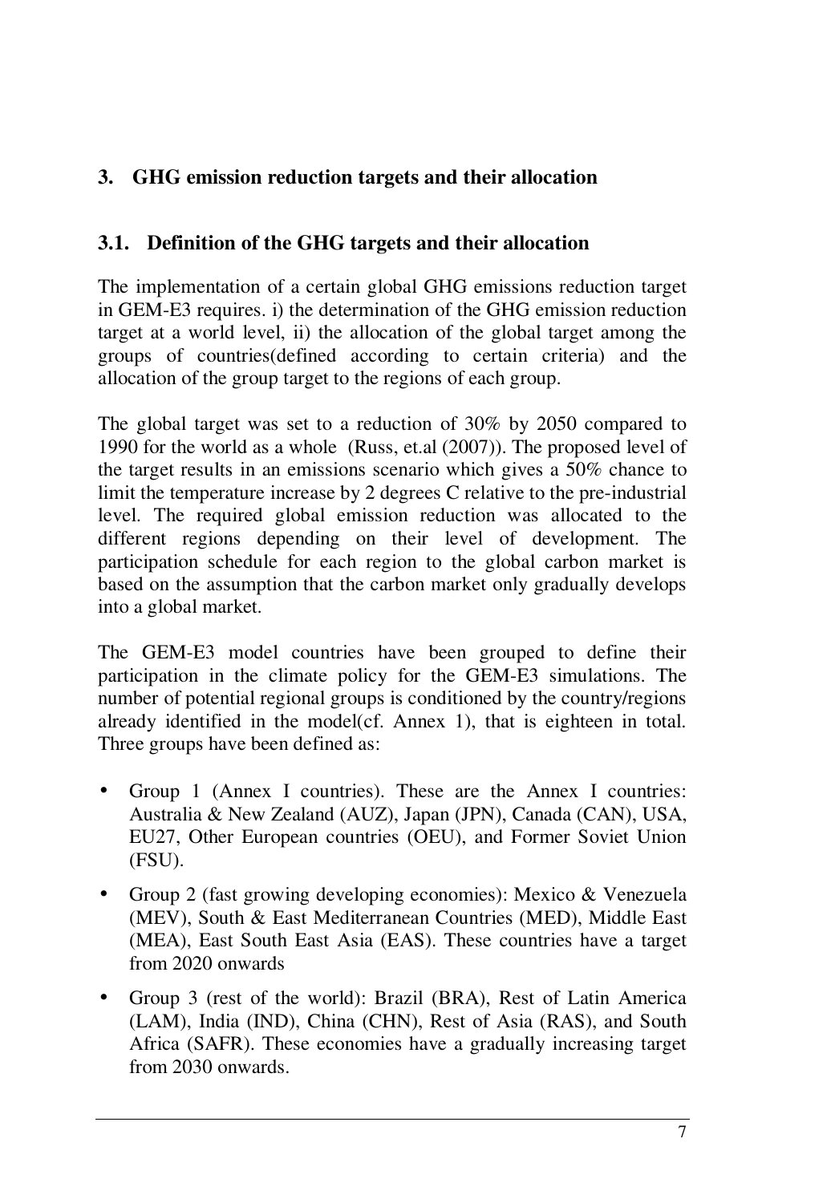## 3. GHG emission reduction targets and their allocation

### 3.1. Definition of the GHG targets and their allocation

The implementation of a certain global GHG emissions reduction target in GEM-E3 requires. i) the determination of the GHG emission reduction target at a world level, ii) the allocation of the global target among the groups of countries(defined according to certain criteria) and the allocation of the group target to the regions of each group.

The global target was set to a reduction of 30% by 2050 compared to 1990 for the world as a whole (Russ, et.al (2007)). The proposed level of the target results in an emissions scenario which gives a 50% chance to limit the temperature increase by 2 degrees C relative to the pre-industrial level. The required global emission reduction was allocated to the different regions depending on their level of development. The participation schedule for each region to the global carbon market is based on the assumption that the carbon market only gradually develops into a global market.

The GEM-E3 model countries have been grouped to define their participation in the climate policy for the GEM-E3 simulations. The number of potential regional groups is conditioned by the country/regions already identified in the model(cf. Annex 1), that is eighteen in total. Three groups have been defined as:

- Group 1 (Annex I countries). These are the Annex I countries: Australia & New Zealand (AUZ), Japan (JPN), Canada (CAN), USA, EU27, Other European countries (OEU), and Former Soviet Union (FSU).
- Group 2 (fast growing developing economies): Mexico & Venezuela (MEV), South & East Mediterranean Countries (MED), Middle East (MEA), East South East Asia (EAS). These countries have a target from 2020 onwards
- Group 3 (rest of the world): Brazil (BRA), Rest of Latin America (LAM), India (IND), China (CHN), Rest of Asia (RAS), and South Africa (SAFR). These economies have a gradually increasing target from 2030 onwards.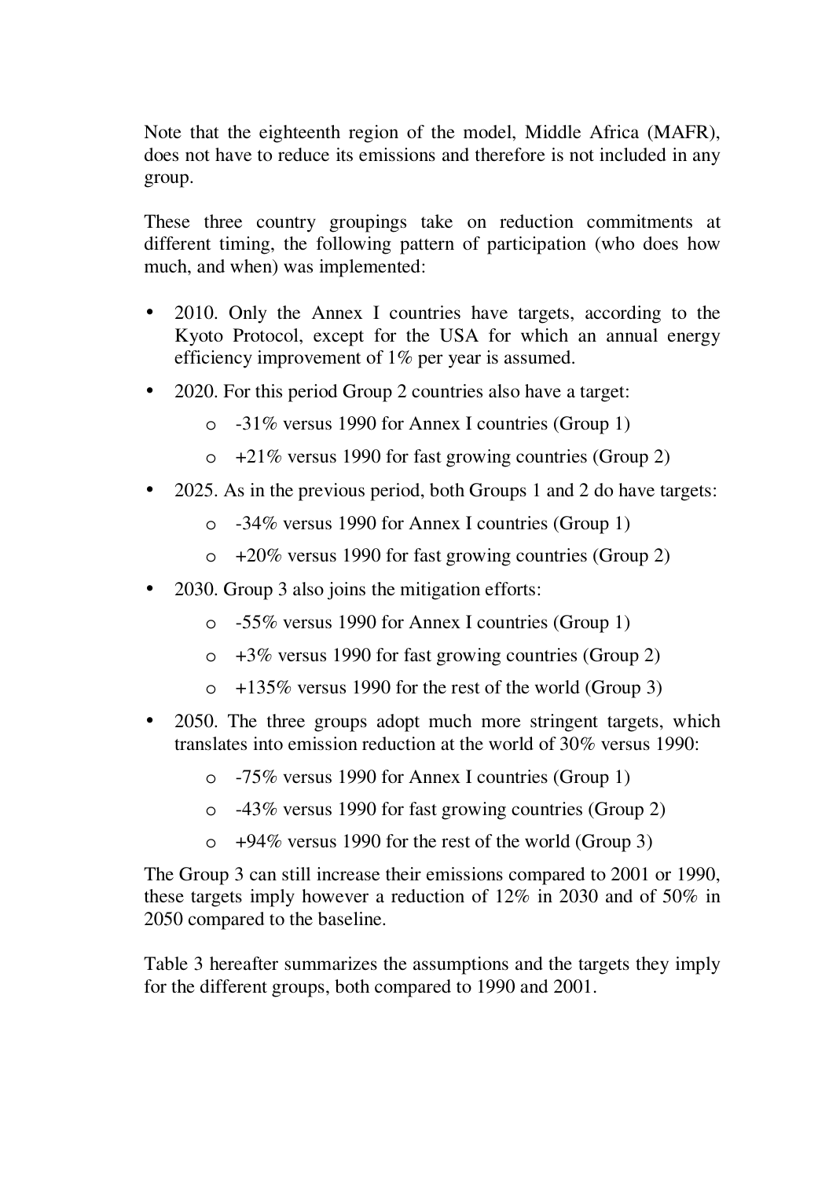Note that the eighteenth region of the model, Middle Africa (MAFR), does not have to reduce its emissions and therefore is not included in any group.

These three country groupings take on reduction commitments at different timing, the following pattern of participation (who does how much, and when) was implemented:

- 2010. Only the Annex I countries have targets, according to the Kyoto Protocol, except for the USA for which an annual energy efficiency improvement of 1% per year is assumed.
- 2020. For this period Group 2 countries also have a target:
  - -31% versus 1990 for Annex I countries (Group 1)
  - +21% versus 1990 for fast growing countries (Group 2)
- 2025. As in the previous period, both Groups 1 and 2 do have targets:
  - -34% versus 1990 for Annex I countries (Group 1)
  - +20% versus 1990 for fast growing countries (Group 2)
- 2030. Group 3 also joins the mitigation efforts:
  - -55% versus 1990 for Annex I countries (Group 1)
  - +3% versus 1990 for fast growing countries (Group 2)
  - +135% versus 1990 for the rest of the world (Group 3)
- 2050. The three groups adopt much more stringent targets, which translates into emission reduction at the world of 30% versus 1990:
  - -75% versus 1990 for Annex I countries (Group 1)
  - -43% versus 1990 for fast growing countries (Group 2)
  - +94% versus 1990 for the rest of the world (Group 3)

The Group 3 can still increase their emissions compared to 2001 or 1990, these targets imply however a reduction of 12% in 2030 and of 50% in 2050 compared to the baseline.

Table 3 hereafter summarizes the assumptions and the targets they imply for the different groups, both compared to 1990 and 2001.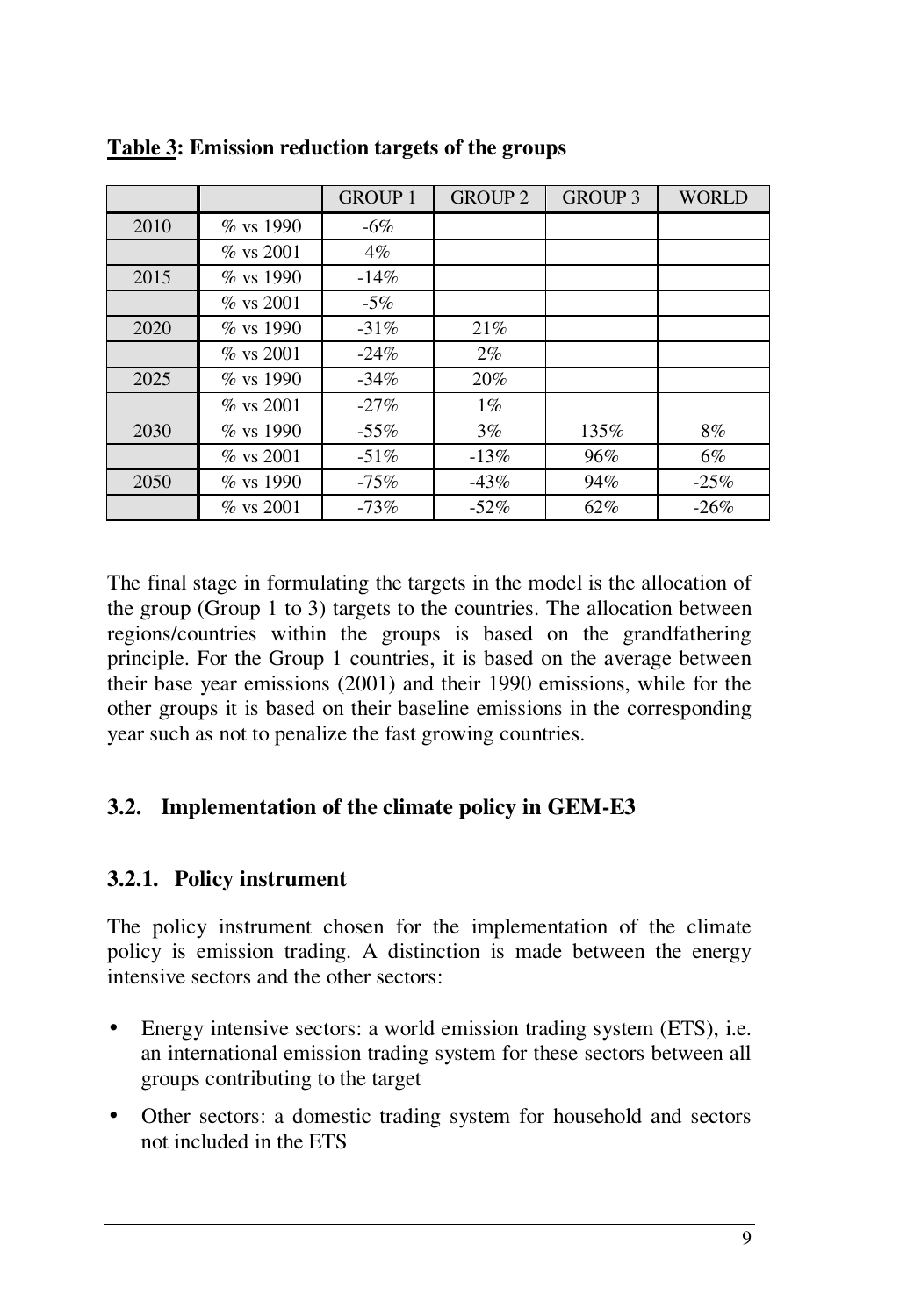**Table 3: Emission reduction targets of the groups**

| | | GROUP 1 | GROUP 2 | GROUP 3 | WORLD |
|---|---|---|---|---|---|
| 2010 | % vs 1990 | -6% | | | |
| | % vs 2001 | 4% | | | |
| 2015 | % vs 1990 | -14% | | | |
| | % vs 2001 | -5% | | | |
| 2020 | % vs 1990 | -31% | 21% | | |
| | % vs 2001 | -24% | 2% | | |
| 2025 | % vs 1990 | -34% | 20% | | |
| | % vs 2001 | -27% | 1% | | |
| 2030 | % vs 1990 | -55% | 3% | 135% | 8% |
| | % vs 2001 | -51% | -13% | 96% | 6% |
| 2050 | % vs 1990 | -75% | -43% | 94% | -25% |
| | % vs 2001 | -73% | -52% | 62% | -26% |

The final stage in formulating the targets in the model is the allocation of the group (Group 1 to 3) targets to the countries. The allocation between regions/countries within the groups is based on the grandfathering principle. For the Group 1 countries, it is based on the average between their base year emissions (2001) and their 1990 emissions, while for the other groups it is based on their baseline emissions in the corresponding year such as not to penalize the fast growing countries.

## 3.2. Implementation of the climate policy in GEM-E3

### 3.2.1. Policy instrument

The policy instrument chosen for the implementation of the climate policy is emission trading. A distinction is made between the energy intensive sectors and the other sectors:

- Energy intensive sectors: a world emission trading system (ETS), i.e. an international emission trading system for these sectors between all groups contributing to the target
- Other sectors: a domestic trading system for household and sectors not included in the ETS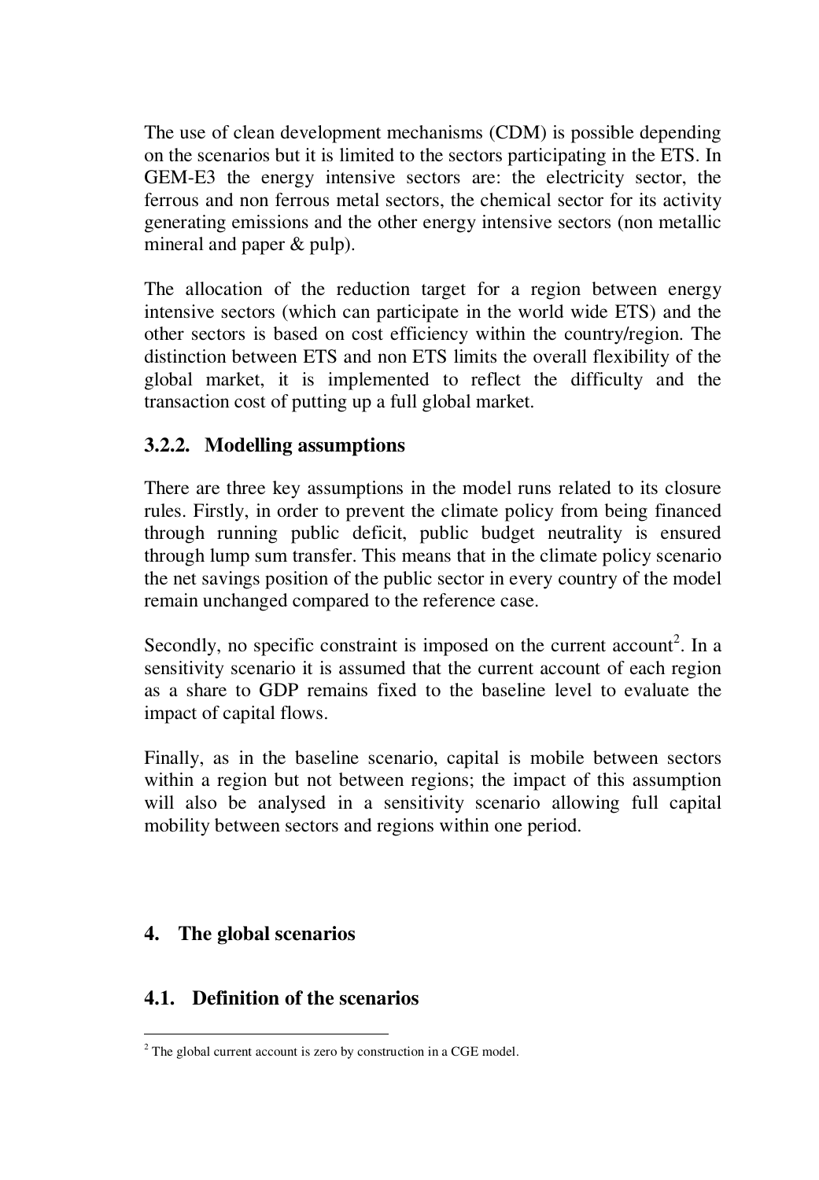The use of clean development mechanisms (CDM) is possible depending on the scenarios but it is limited to the sectors participating in the ETS. In GEM-E3 the energy intensive sectors are: the electricity sector, the ferrous and non ferrous metal sectors, the chemical sector for its activity generating emissions and the other energy intensive sectors (non metallic mineral and paper & pulp).

The allocation of the reduction target for a region between energy intensive sectors (which can participate in the world wide ETS) and the other sectors is based on cost efficiency within the country/region. The distinction between ETS and non ETS limits the overall flexibility of the global market, it is implemented to reflect the difficulty and the transaction cost of putting up a full global market.

### 3.2.2. Modelling assumptions

There are three key assumptions in the model runs related to its closure rules. Firstly, in order to prevent the climate policy from being financed through running public deficit, public budget neutrality is ensured through lump sum transfer. This means that in the climate policy scenario the net savings position of the public sector in every country of the model remain unchanged compared to the reference case.

Secondly, no specific constraint is imposed on the current account[2]. In a sensitivity scenario it is assumed that the current account of each region as a share to GDP remains fixed to the baseline level to evaluate the impact of capital flows.

Finally, as in the baseline scenario, capital is mobile between sectors within a region but not between regions; the impact of this assumption will also be analysed in a sensitivity scenario allowing full capital mobility between sectors and regions within one period.

## 4. The global scenarios

### 4.1. Definition of the scenarios

[2] The global current account is zero by construction in a CGE model.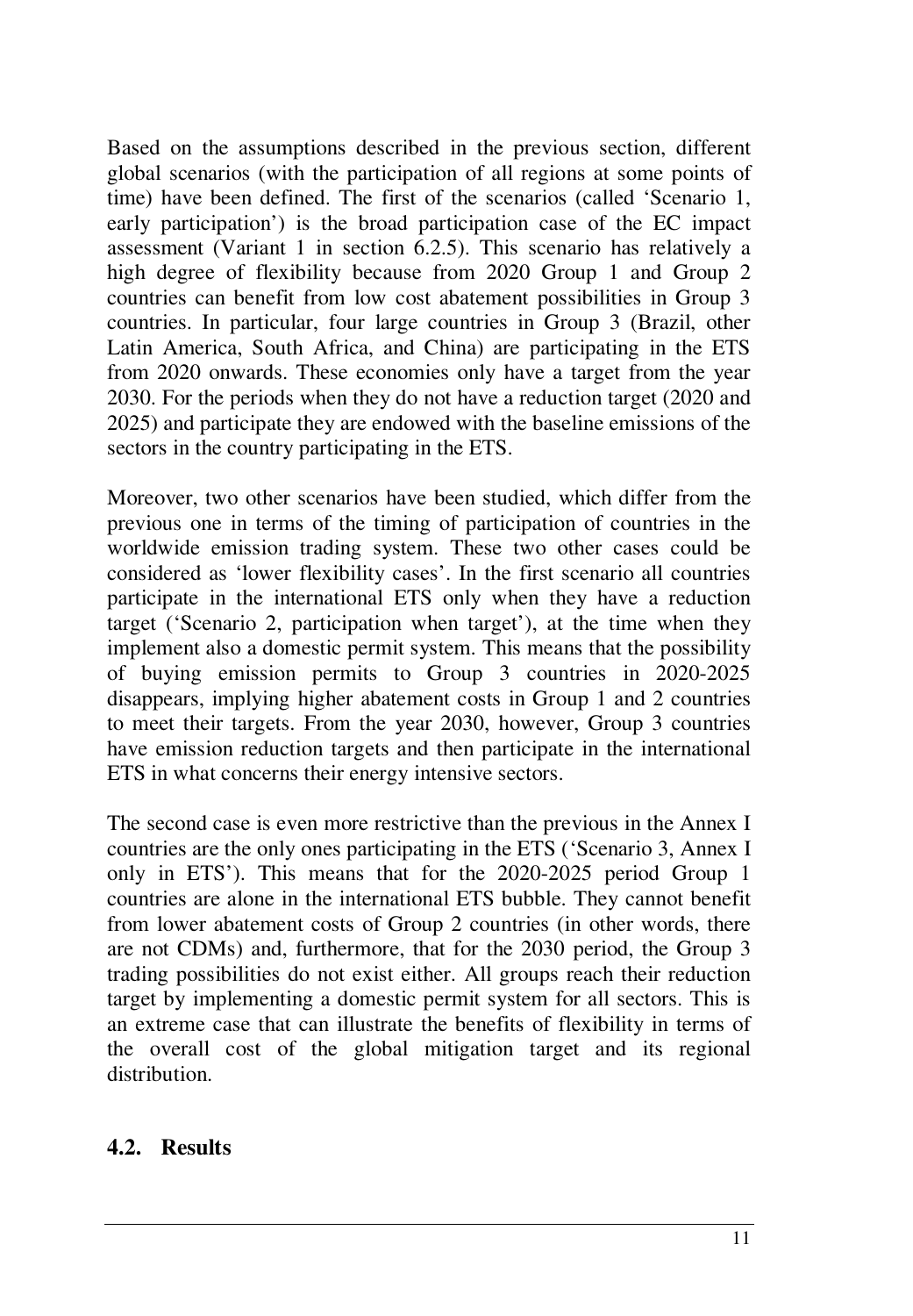Based on the assumptions described in the previous section, different global scenarios (with the participation of all regions at some points of time) have been defined. The first of the scenarios (called 'Scenario 1, early participation') is the broad participation case of the EC impact assessment (Variant 1 in section 6.2.5). This scenario has relatively a high degree of flexibility because from 2020 Group 1 and Group 2 countries can benefit from low cost abatement possibilities in Group 3 countries. In particular, four large countries in Group 3 (Brazil, other Latin America, South Africa, and China) are participating in the ETS from 2020 onwards. These economies only have a target from the year 2030. For the periods when they do not have a reduction target (2020 and 2025) and participate they are endowed with the baseline emissions of the sectors in the country participating in the ETS.

Moreover, two other scenarios have been studied, which differ from the previous one in terms of the timing of participation of countries in the worldwide emission trading system. These two other cases could be considered as 'lower flexibility cases'. In the first scenario all countries participate in the international ETS only when they have a reduction target ('Scenario 2, participation when target'), at the time when they implement also a domestic permit system. This means that the possibility of buying emission permits to Group 3 countries in 2020-2025 disappears, implying higher abatement costs in Group 1 and 2 countries to meet their targets. From the year 2030, however, Group 3 countries have emission reduction targets and then participate in the international ETS in what concerns their energy intensive sectors.

The second case is even more restrictive than the previous in the Annex I countries are the only ones participating in the ETS ('Scenario 3, Annex I only in ETS'). This means that for the 2020-2025 period Group 1 countries are alone in the international ETS bubble. They cannot benefit from lower abatement costs of Group 2 countries (in other words, there are not CDMs) and, furthermore, that for the 2030 period, the Group 3 trading possibilities do not exist either. All groups reach their reduction target by implementing a domestic permit system for all sectors. This is an extreme case that can illustrate the benefits of flexibility in terms of the overall cost of the global mitigation target and its regional distribution.

## 4.2. Results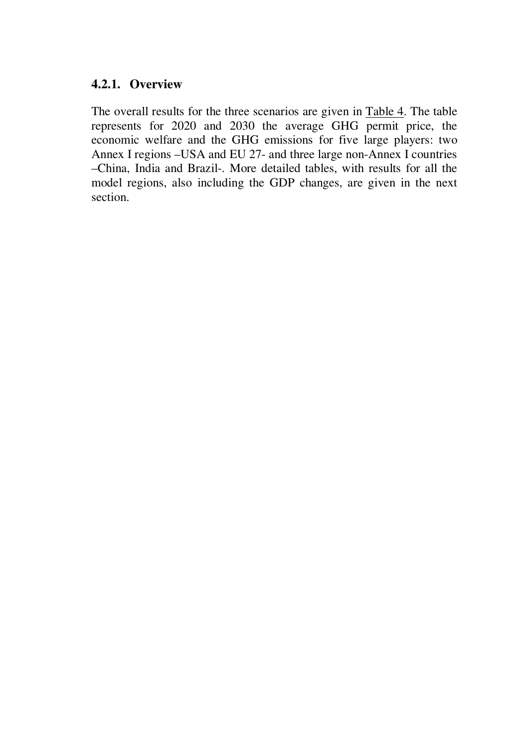#### 4.2.1. Overview

The overall results for the three scenarios are given in Table 4. The table represents for 2020 and 2030 the average GHG permit price, the economic welfare and the GHG emissions for five large players: two Annex I regions –USA and EU 27- and three large non-Annex I countries –China, India and Brazil-. More detailed tables, with results for all the model regions, also including the GDP changes, are given in the next section.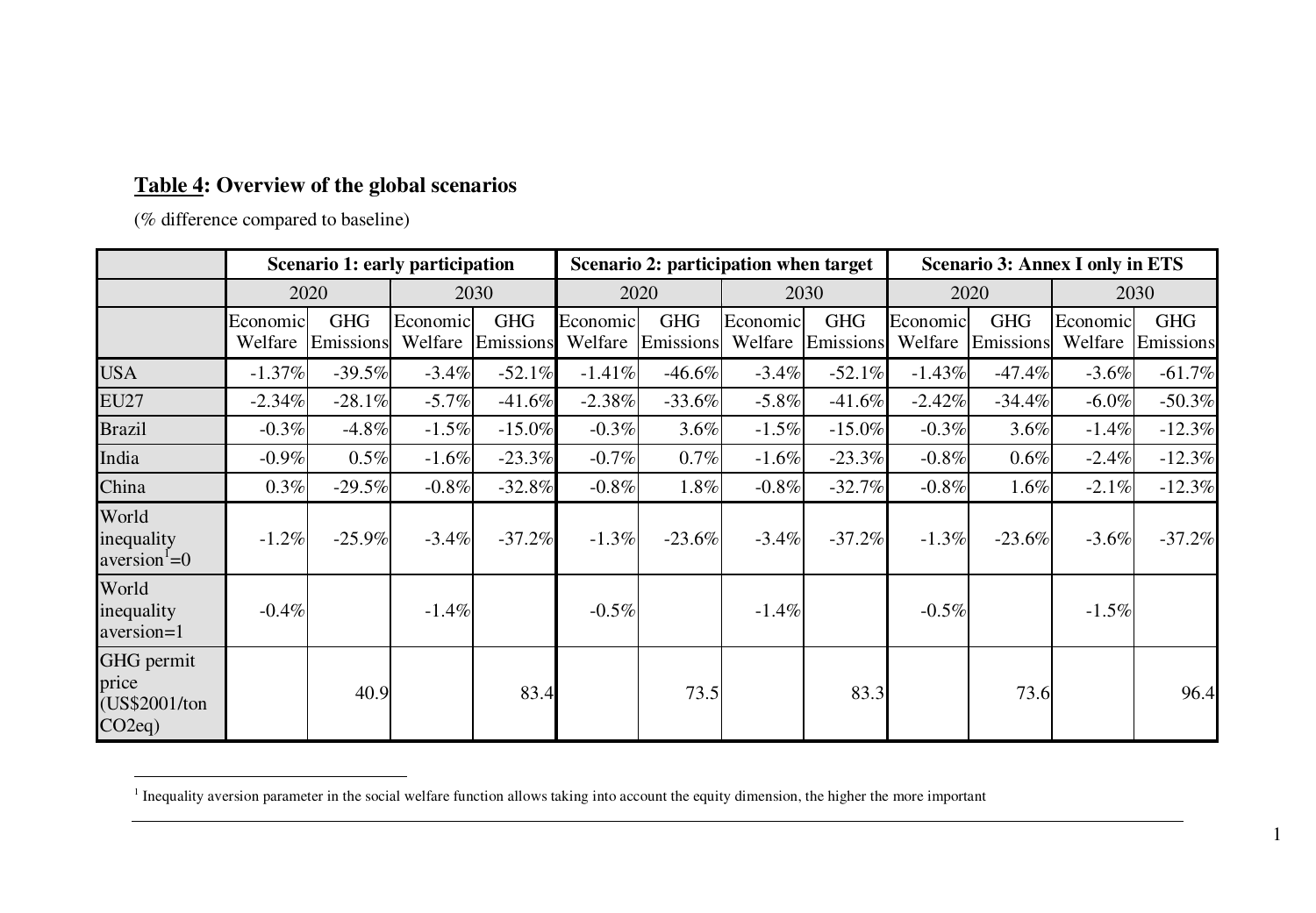**Table 4: Overview of the global scenarios**

(% difference compared to baseline)

| | Scenario 1: early participation | | | | Scenario 2: participation when target | | | | Scenario 3: Annex I only in ETS | | | |
|---|---|---|---|---|---|---|---|---|---|---|---|---|
| | 2020 | | 2030 | | 2020 | | 2030 | | 2020 | | 2030 | |
| | Economic Welfare | GHG Emissions | Economic Welfare | GHG Emissions | Economic Welfare | GHG Emissions | Economic Welfare | GHG Emissions | Economic Welfare | GHG Emissions | Economic Welfare | GHG Emissions |
| USA | -1.37% | -39.5% | -3.4% | -52.1% | -1.41% | -46.6% | -3.4% | -52.1% | -1.43% | -47.4% | -3.6% | -61.7% |
| EU27 | -2.34% | -28.1% | -5.7% | -41.6% | -2.38% | -33.6% | -5.8% | -41.6% | -2.42% | -34.4% | -6.0% | -50.3% |
| Brazil | -0.3% | -4.8% | -1.5% | -15.0% | -0.3% | 3.6% | -1.5% | -15.0% | -0.3% | 3.6% | -1.4% | -12.3% |
| India | -0.9% | 0.5% | -1.6% | -23.3% | -0.7% | 0.7% | -1.6% | -23.3% | -0.8% | 0.6% | -2.4% | -12.3% |
| China | 0.3% | -29.5% | -0.8% | -32.8% | -0.8% | 1.8% | -0.8% | -32.7% | -0.8% | 1.6% | -2.1% | -12.3% |
| World inequality aversion[1]=0 | -1.2% | -25.9% | -3.4% | -37.2% | -1.3% | -23.6% | -3.4% | -37.2% | -1.3% | -23.6% | -3.6% | -37.2% |
| World inequality aversion=1 | -0.4% | | -1.4% | | -0.5% | | -1.4% | | -0.5% | | -1.5% | |
| GHG permit price (US$2001/ton CO2eq) | | 40.9 | | 83.4 | | 73.5 | | 83.3 | | 73.6 | | 96.4 |

[1] Inequality aversion parameter in the social welfare function allows taking into account the equity dimension, the higher the more important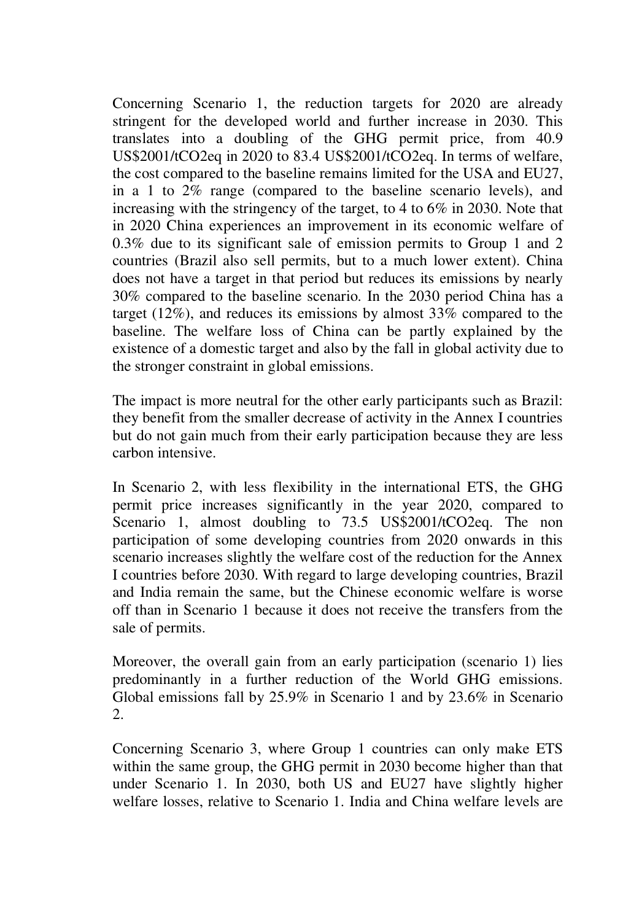Concerning Scenario 1, the reduction targets for 2020 are already stringent for the developed world and further increase in 2030. This translates into a doubling of the GHG permit price, from 40.9 US$2001/tCO2eq in 2020 to 83.4 US$2001/tCO2eq. In terms of welfare, the cost compared to the baseline remains limited for the USA and EU27, in a 1 to 2% range (compared to the baseline scenario levels), and increasing with the stringency of the target, to 4 to 6% in 2030. Note that in 2020 China experiences an improvement in its economic welfare of 0.3% due to its significant sale of emission permits to Group 1 and 2 countries (Brazil also sell permits, but to a much lower extent). China does not have a target in that period but reduces its emissions by nearly 30% compared to the baseline scenario. In the 2030 period China has a target (12%), and reduces its emissions by almost 33% compared to the baseline. The welfare loss of China can be partly explained by the existence of a domestic target and also by the fall in global activity due to the stronger constraint in global emissions.

The impact is more neutral for the other early participants such as Brazil: they benefit from the smaller decrease of activity in the Annex I countries but do not gain much from their early participation because they are less carbon intensive.

In Scenario 2, with less flexibility in the international ETS, the GHG permit price increases significantly in the year 2020, compared to Scenario 1, almost doubling to 73.5 US$2001/tCO2eq. The non participation of some developing countries from 2020 onwards in this scenario increases slightly the welfare cost of the reduction for the Annex I countries before 2030. With regard to large developing countries, Brazil and India remain the same, but the Chinese economic welfare is worse off than in Scenario 1 because it does not receive the transfers from the sale of permits.

Moreover, the overall gain from an early participation (scenario 1) lies predominantly in a further reduction of the World GHG emissions. Global emissions fall by 25.9% in Scenario 1 and by 23.6% in Scenario 2.

Concerning Scenario 3, where Group 1 countries can only make ETS within the same group, the GHG permit in 2030 become higher than that under Scenario 1. In 2030, both US and EU27 have slightly higher welfare losses, relative to Scenario 1. India and China welfare levels are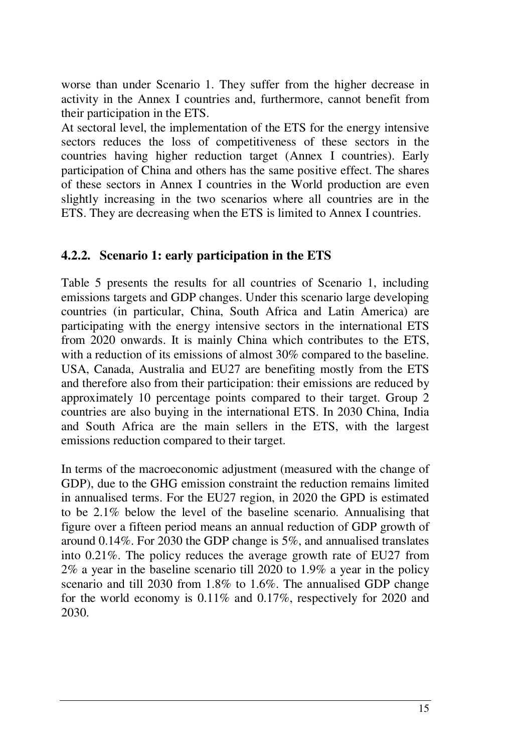worse than under Scenario 1. They suffer from the higher decrease in activity in the Annex I countries and, furthermore, cannot benefit from their participation in the ETS.

At sectoral level, the implementation of the ETS for the energy intensive sectors reduces the loss of competitiveness of these sectors in the countries having higher reduction target (Annex I countries). Early participation of China and others has the same positive effect. The shares of these sectors in Annex I countries in the World production are even slightly increasing in the two scenarios where all countries are in the ETS. They are decreasing when the ETS is limited to Annex I countries.

### 4.2.2. Scenario 1: early participation in the ETS

Table 5 presents the results for all countries of Scenario 1, including emissions targets and GDP changes. Under this scenario large developing countries (in particular, China, South Africa and Latin America) are participating with the energy intensive sectors in the international ETS from 2020 onwards. It is mainly China which contributes to the ETS, with a reduction of its emissions of almost 30% compared to the baseline. USA, Canada, Australia and EU27 are benefiting mostly from the ETS and therefore also from their participation: their emissions are reduced by approximately 10 percentage points compared to their target. Group 2 countries are also buying in the international ETS. In 2030 China, India and South Africa are the main sellers in the ETS, with the largest emissions reduction compared to their target.

In terms of the macroeconomic adjustment (measured with the change of GDP), due to the GHG emission constraint the reduction remains limited in annualised terms. For the EU27 region, in 2020 the GPD is estimated to be 2.1% below the level of the baseline scenario. Annualising that figure over a fifteen period means an annual reduction of GDP growth of around 0.14%. For 2030 the GDP change is 5%, and annualised translates into 0.21%. The policy reduces the average growth rate of EU27 from 2% a year in the baseline scenario till 2020 to 1.9% a year in the policy scenario and till 2030 from 1.8% to 1.6%. The annualised GDP change for the world economy is 0.11% and 0.17%, respectively for 2020 and 2030.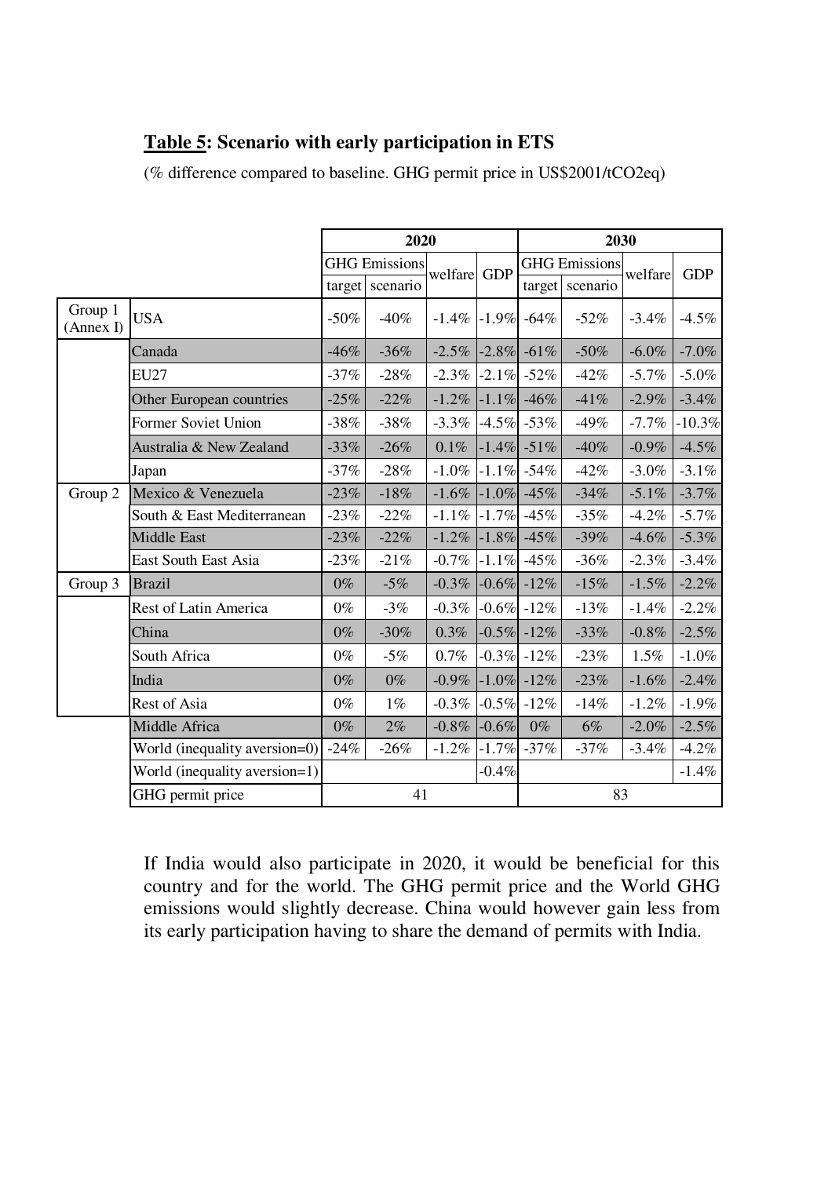**Table 5: Scenario with early participation in ETS**

(% difference compared to baseline. GHG permit price in US$2001/tCO2eq)

| | | 2020 | | | | 2030 | | | |
|---|---|---|---|---|---|---|---|---|---|
| | | GHG Emissions | | welfare | GDP | GHG Emissions | | welfare | GDP |
| | | target | scenario | | | target | scenario | | |
| Group 1 (Annex I) | USA | -50% | -40% | -1.4% | -1.9% | -64% | -52% | -3.4% | -4.5% |
| | Canada | -46% | -36% | -2.5% | -2.8% | -61% | -50% | -6.0% | -7.0% |
| | EU27 | -37% | -28% | -2.3% | -2.1% | -52% | -42% | -5.7% | -5.0% |
| | Other European countries | -25% | -22% | -1.2% | -1.1% | -46% | -41% | -2.9% | -3.4% |
| | Former Soviet Union | -38% | -38% | -3.3% | -4.5% | -53% | -49% | -7.7% | -10.3% |
| | Australia & New Zealand | -33% | -26% | 0.1% | -1.4% | -51% | -40% | -0.9% | -4.5% |
| | Japan | -37% | -28% | -1.0% | -1.1% | -54% | -42% | -3.0% | -3.1% |
| Group 2 | Mexico & Venezuela | -23% | -18% | -1.6% | -1.0% | -45% | -34% | -5.1% | -3.7% |
| | South & East Mediterranean | -23% | -22% | -1.1% | -1.7% | -45% | -35% | -4.2% | -5.7% |
| | Middle East | -23% | -22% | -1.2% | -1.8% | -45% | -39% | -4.6% | -5.3% |
| | East South East Asia | -23% | -21% | -0.7% | -1.1% | -45% | -36% | -2.3% | -3.4% |
| Group 3 | Brazil | 0% | -5% | -0.3% | -0.6% | -12% | -15% | -1.5% | -2.2% |
| | Rest of Latin America | 0% | -3% | -0.3% | -0.6% | -12% | -13% | -1.4% | -2.2% |
| | China | 0% | -30% | 0.3% | -0.5% | -12% | -33% | -0.8% | -2.5% |
| | South Africa | 0% | -5% | 0.7% | -0.3% | -12% | -23% | 1.5% | -1.0% |
| | India | 0% | 0% | -0.9% | -1.0% | -12% | -23% | -1.6% | -2.4% |
| | Rest of Asia | 0% | 1% | -0.3% | -0.5% | -12% | -14% | -1.2% | -1.9% |
| | Middle Africa | 0% | 2% | -0.8% | -0.6% | 0% | 6% | -2.0% | -2.5% |
| | World (inequality aversion=0) | -24% | -26% | -1.2% | -1.7% | -37% | -37% | -3.4% | -4.2% |
| | World (inequality aversion=1) | | | | -0.4% | | | | -1.4% |
| | GHG permit price | 41 | | | | 83 | | | |

If India would also participate in 2020, it would be beneficial for this country and for the world. The GHG permit price and the World GHG emissions would slightly decrease. China would however gain less from its early participation having to share the demand of permits with India.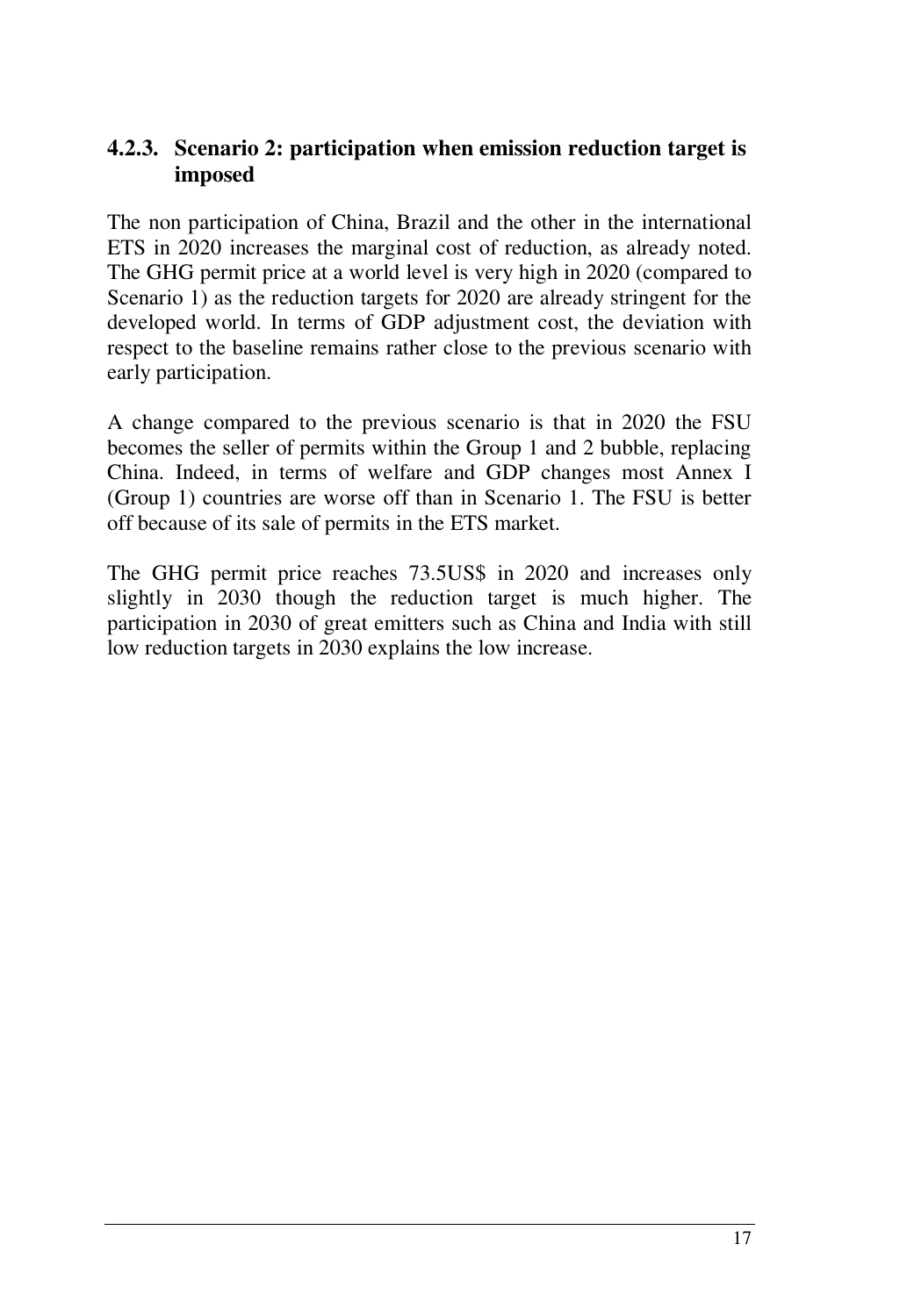### 4.2.3. Scenario 2: participation when emission reduction target is imposed

The non participation of China, Brazil and the other in the international ETS in 2020 increases the marginal cost of reduction, as already noted. The GHG permit price at a world level is very high in 2020 (compared to Scenario 1) as the reduction targets for 2020 are already stringent for the developed world. In terms of GDP adjustment cost, the deviation with respect to the baseline remains rather close to the previous scenario with early participation.

A change compared to the previous scenario is that in 2020 the FSU becomes the seller of permits within the Group 1 and 2 bubble, replacing China. Indeed, in terms of welfare and GDP changes most Annex I (Group 1) countries are worse off than in Scenario 1. The FSU is better off because of its sale of permits in the ETS market.

The GHG permit price reaches 73.5US$ in 2020 and increases only slightly in 2030 though the reduction target is much higher. The participation in 2030 of great emitters such as China and India with still low reduction targets in 2030 explains the low increase.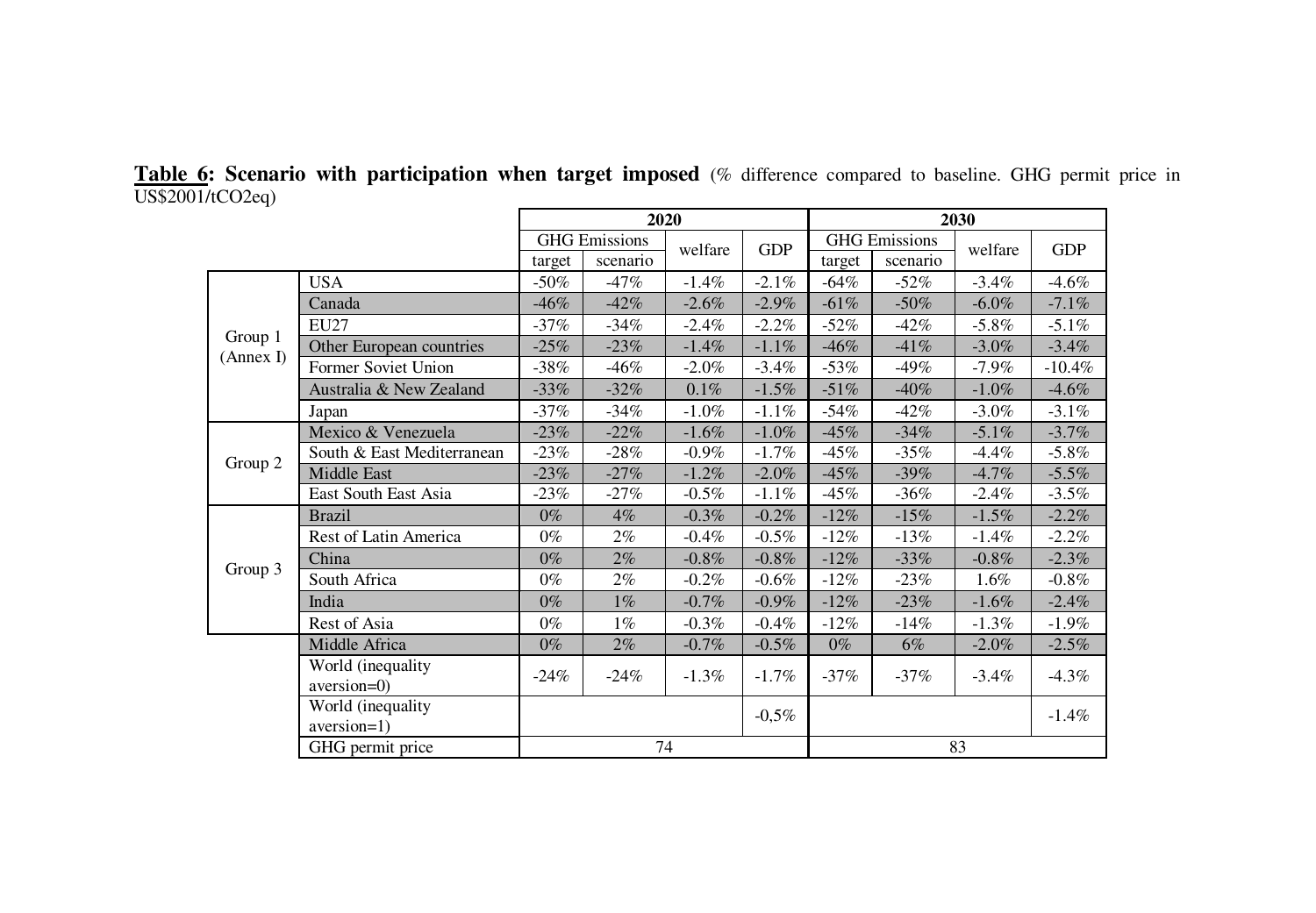**<u>Table 6</u>: Scenario with participation when target imposed** (% difference compared to baseline. GHG permit price in US$2001/tCO2eq)

| | | 2020 | | | | 2030 | | | |
|---|---|---|---|---|---|---|---|---|---|
| | | GHG Emissions | | welfare | GDP | GHG Emissions | | welfare | GDP |
| | | target | scenario | | | target | scenario | | |
| Group 1 (Annex I) | USA | -50% | -47% | -1.4% | -2.1% | -64% | -52% | -3.4% | -4.6% |
| | Canada | -46% | -42% | -2.6% | -2.9% | -61% | -50% | -6.0% | -7.1% |
| | EU27 | -37% | -34% | -2.4% | -2.2% | -52% | -42% | -5.8% | -5.1% |
| | Other European countries | -25% | -23% | -1.4% | -1.1% | -46% | -41% | -3.0% | -3.4% |
| | Former Soviet Union | -38% | -46% | -2.0% | -3.4% | -53% | -49% | -7.9% | -10.4% |
| | Australia & New Zealand | -33% | -32% | 0.1% | -1.5% | -51% | -40% | -1.0% | -4.6% |
| | Japan | -37% | -34% | -1.0% | -1.1% | -54% | -42% | -3.0% | -3.1% |
| Group 2 | Mexico & Venezuela | -23% | -22% | -1.6% | -1.0% | -45% | -34% | -5.1% | -3.7% |
| | South & East Mediterranean | -23% | -28% | -0.9% | -1.7% | -45% | -35% | -4.4% | -5.8% |
| | Middle East | -23% | -27% | -1.2% | -2.0% | -45% | -39% | -4.7% | -5.5% |
| | East South East Asia | -23% | -27% | -0.5% | -1.1% | -45% | -36% | -2.4% | -3.5% |
| Group 3 | Brazil | 0% | 4% | -0.3% | -0.2% | -12% | -15% | -1.5% | -2.2% |
| | Rest of Latin America | 0% | 2% | -0.4% | -0.5% | -12% | -13% | -1.4% | -2.2% |
| | China | 0% | 2% | -0.8% | -0.8% | -12% | -33% | -0.8% | -2.3% |
| | South Africa | 0% | 2% | -0.2% | -0.6% | -12% | -23% | 1.6% | -0.8% |
| | India | 0% | 1% | -0.7% | -0.9% | -12% | -23% | -1.6% | -2.4% |
| | Rest of Asia | 0% | 1% | -0.3% | -0.4% | -12% | -14% | -1.3% | -1.9% |
| | Middle Africa | 0% | 2% | -0.7% | -0.5% | 0% | 6% | -2.0% | -2.5% |
| | World (inequality aversion=0) | -24% | -24% | -1.3% | -1.7% | -37% | -37% | -3.4% | -4.3% |
| | World (inequality aversion=1) | | | | -0,5% | | | | -1.4% |
| | GHG permit price | 74 | | | | 83 | | | |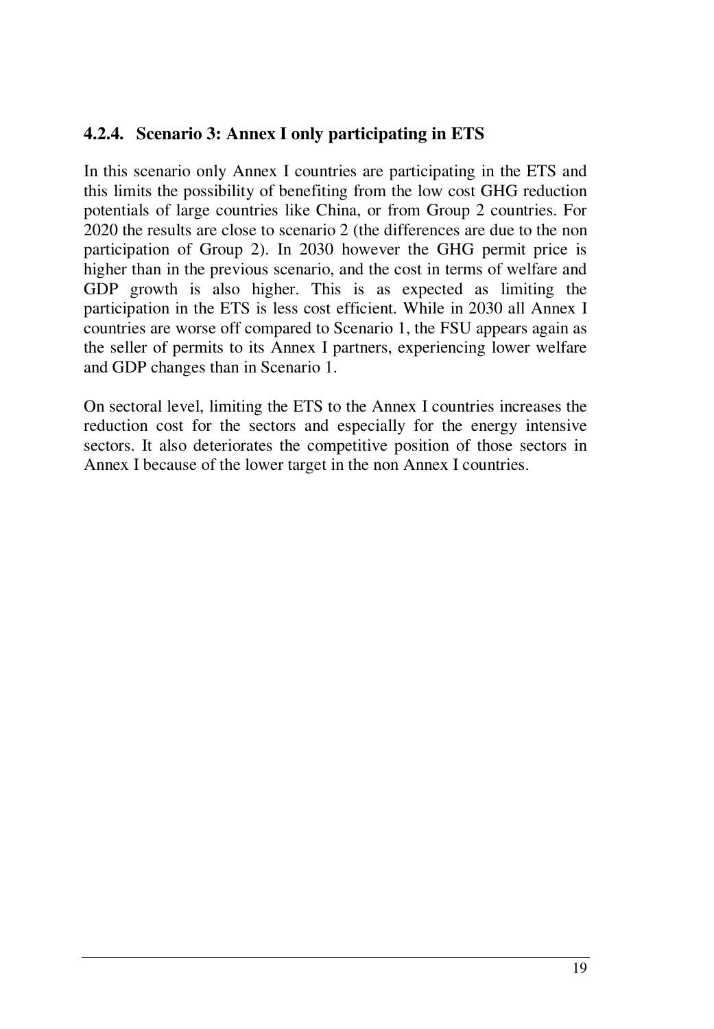#### 4.2.4. Scenario 3: Annex I only participating in ETS

In this scenario only Annex I countries are participating in the ETS and this limits the possibility of benefiting from the low cost GHG reduction potentials of large countries like China, or from Group 2 countries. For 2020 the results are close to scenario 2 (the differences are due to the non participation of Group 2). In 2030 however the GHG permit price is higher than in the previous scenario, and the cost in terms of welfare and GDP growth is also higher. This is as expected as limiting the participation in the ETS is less cost efficient. While in 2030 all Annex I countries are worse off compared to Scenario 1, the FSU appears again as the seller of permits to its Annex I partners, experiencing lower welfare and GDP changes than in Scenario 1.

On sectoral level, limiting the ETS to the Annex I countries increases the reduction cost for the sectors and especially for the energy intensive sectors. It also deteriorates the competitive position of those sectors in Annex I because of the lower target in the non Annex I countries.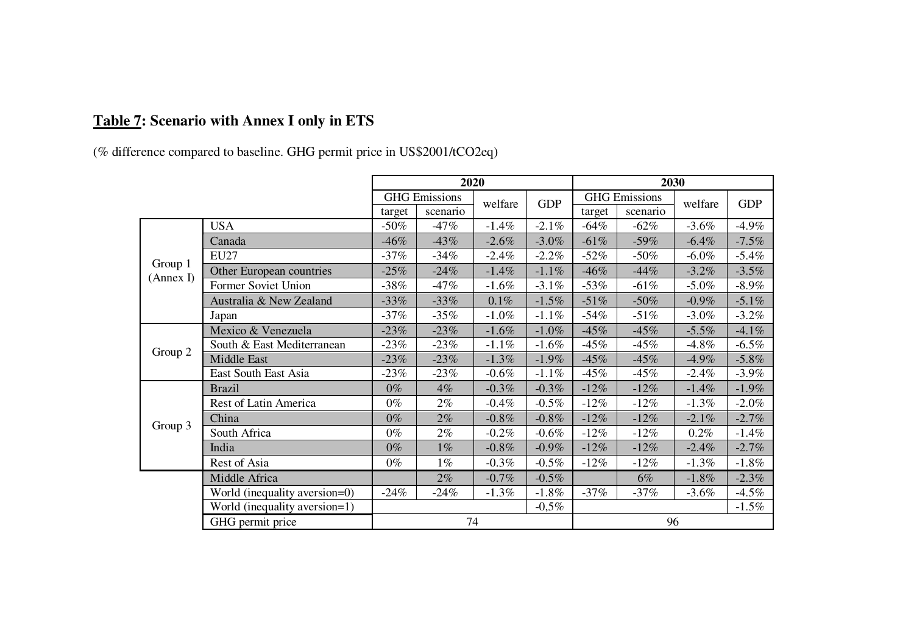**Table 7: Scenario with Annex I only in ETS**

(% difference compared to baseline. GHG permit price in US$2001/tCO2eq)

| | | 2020 | | | | 2030 | | | |
|---|---|---|---|---|---|---|---|---|---|
| | | GHG Emissions | | welfare | GDP | GHG Emissions | | welfare | GDP |
| | | target | scenario | | | target | scenario | | |
| Group 1 (Annex I) | USA | -50% | -47% | -1.4% | -2.1% | -64% | -62% | -3.6% | -4.9% |
| | Canada | -46% | -43% | -2.6% | -3.0% | -61% | -59% | -6.4% | -7.5% |
| | EU27 | -37% | -34% | -2.4% | -2.2% | -52% | -50% | -6.0% | -5.4% |
| | Other European countries | -25% | -24% | -1.4% | -1.1% | -46% | -44% | -3.2% | -3.5% |
| | Former Soviet Union | -38% | -47% | -1.6% | -3.1% | -53% | -61% | -5.0% | -8.9% |
| | Australia & New Zealand | -33% | -33% | 0.1% | -1.5% | -51% | -50% | -0.9% | -5.1% |
| | Japan | -37% | -35% | -1.0% | -1.1% | -54% | -51% | -3.0% | -3.2% |
| Group 2 | Mexico & Venezuela | -23% | -23% | -1.6% | -1.0% | -45% | -45% | -5.5% | -4.1% |
| | South & East Mediterranean | -23% | -23% | -1.1% | -1.6% | -45% | -45% | -4.8% | -6.5% |
| | Middle East | -23% | -23% | -1.3% | -1.9% | -45% | -45% | -4.9% | -5.8% |
| | East South East Asia | -23% | -23% | -0.6% | -1.1% | -45% | -45% | -2.4% | -3.9% |
| Group 3 | Brazil | 0% | 4% | -0.3% | -0.3% | -12% | -12% | -1.4% | -1.9% |
| | Rest of Latin America | 0% | 2% | -0.4% | -0.5% | -12% | -12% | -1.3% | -2.0% |
| | China | 0% | 2% | -0.8% | -0.8% | -12% | -12% | -2.1% | -2.7% |
| | South Africa | 0% | 2% | -0.2% | -0.6% | -12% | -12% | 0.2% | -1.4% |
| | India | 0% | 1% | -0.8% | -0.9% | -12% | -12% | -2.4% | -2.7% |
| | Rest of Asia | 0% | 1% | -0.3% | -0.5% | -12% | -12% | -1.3% | -1.8% |
| | Middle Africa | | 2% | -0.7% | -0.5% | | 6% | -1.8% | -2.3% |
| | World (inequality aversion=0) | -24% | -24% | -1.3% | -1.8% | -37% | -37% | -3.6% | -4.5% |
| | World (inequality aversion=1) | | | | -0,5% | | | | -1.5% |
| | GHG permit price | 74 | | | | 96 | | | |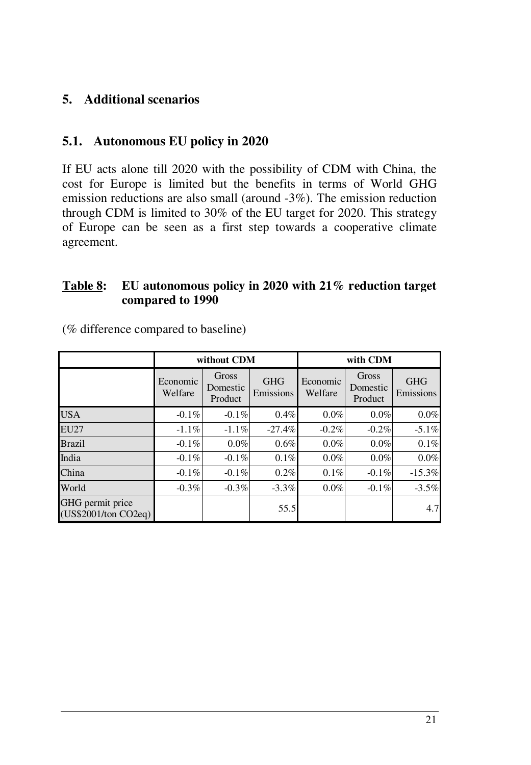## 5. Additional scenarios

### 5.1. Autonomous EU policy in 2020

If EU acts alone till 2020 with the possibility of CDM with China, the cost for Europe is limited but the benefits in terms of World GHG emission reductions are also small (around -3%). The emission reduction through CDM is limited to 30% of the EU target for 2020. This strategy of Europe can be seen as a first step towards a cooperative climate agreement.

**Table 8: EU autonomous policy in 2020 with 21% reduction target compared to 1990**

(% difference compared to baseline)

| | without CDM | | | with CDM | | |
|---|---|---|---|---|---|---|
| | Economic Welfare | Gross Domestic Product | GHG Emissions | Economic Welfare | Gross Domestic Product | GHG Emissions |
| USA | -0.1% | -0.1% | 0.4% | 0.0% | 0.0% | 0.0% |
| EU27 | -1.1% | -1.1% | -27.4% | -0.2% | -0.2% | -5.1% |
| Brazil | -0.1% | 0.0% | 0.6% | 0.0% | 0.0% | 0.1% |
| India | -0.1% | -0.1% | 0.1% | 0.0% | 0.0% | 0.0% |
| China | -0.1% | -0.1% | 0.2% | 0.1% | -0.1% | -15.3% |
| World | -0.3% | -0.3% | -3.3% | 0.0% | -0.1% | -3.5% |
| GHG permit price (US$2001/ton CO2eq) | | | 55.5 | | | 4.7 |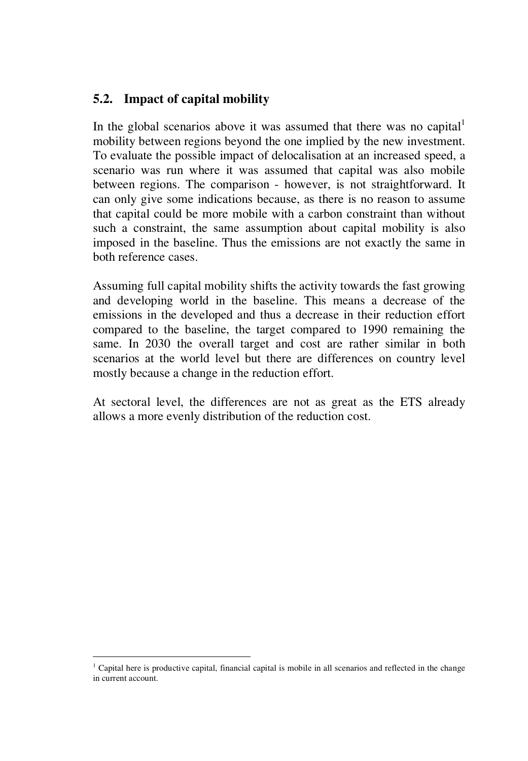### 5.2. Impact of capital mobility

In the global scenarios above it was assumed that there was no capital[1] mobility between regions beyond the one implied by the new investment. To evaluate the possible impact of delocalisation at an increased speed, a scenario was run where it was assumed that capital was also mobile between regions. The comparison - however, is not straightforward. It can only give some indications because, as there is no reason to assume that capital could be more mobile with a carbon constraint than without such a constraint, the same assumption about capital mobility is also imposed in the baseline. Thus the emissions are not exactly the same in both reference cases.

Assuming full capital mobility shifts the activity towards the fast growing and developing world in the baseline. This means a decrease of the emissions in the developed and thus a decrease in their reduction effort compared to the baseline, the target compared to 1990 remaining the same. In 2030 the overall target and cost are rather similar in both scenarios at the world level but there are differences on country level mostly because a change in the reduction effort.

At sectoral level, the differences are not as great as the ETS already allows a more evenly distribution of the reduction cost.

---

[1] Capital here is productive capital, financial capital is mobile in all scenarios and reflected in the change in current account.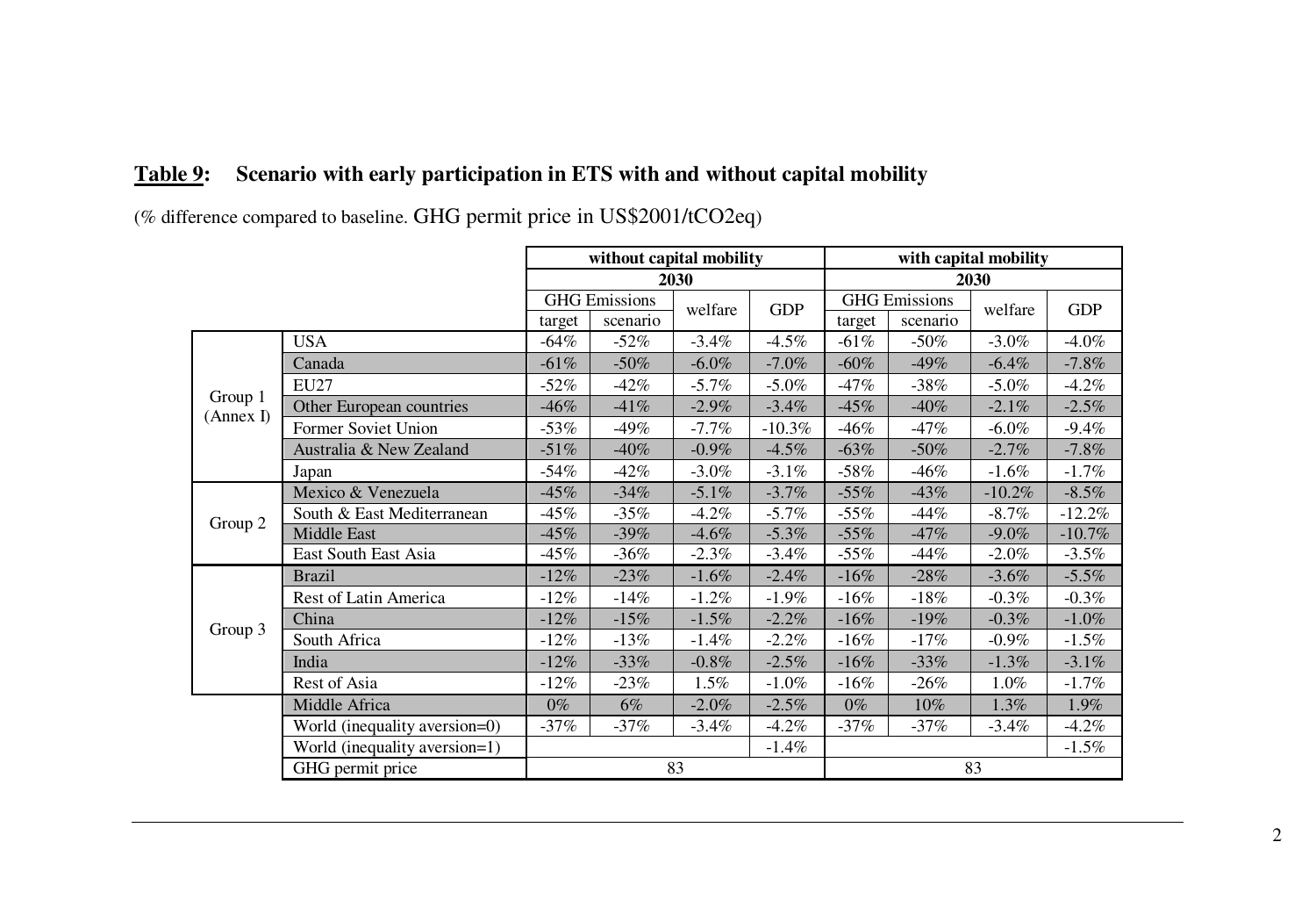**Table 9: Scenario with early participation in ETS with and without capital mobility**

(% difference compared to baseline. GHG permit price in US$2001/tCO2eq)

| | | without capital mobility | | | | with capital mobility | | | |
|---|---|---|---|---|---|---|---|---|---|
| | | 2030 | | | | 2030 | | | |
| | | GHG Emissions | | welfare | GDP | GHG Emissions | | welfare | GDP |
| | | target | scenario | | | target | scenario | | |
| Group 1 (Annex I) | USA | -64% | -52% | -3.4% | -4.5% | -61% | -50% | -3.0% | -4.0% |
| | Canada | -61% | -50% | -6.0% | -7.0% | -60% | -49% | -6.4% | -7.8% |
| | EU27 | -52% | -42% | -5.7% | -5.0% | -47% | -38% | -5.0% | -4.2% |
| | Other European countries | -46% | -41% | -2.9% | -3.4% | -45% | -40% | -2.1% | -2.5% |
| | Former Soviet Union | -53% | -49% | -7.7% | -10.3% | -46% | -47% | -6.0% | -9.4% |
| | Australia & New Zealand | -51% | -40% | -0.9% | -4.5% | -63% | -50% | -2.7% | -7.8% |
| | Japan | -54% | -42% | -3.0% | -3.1% | -58% | -46% | -1.6% | -1.7% |
| Group 2 | Mexico & Venezuela | -45% | -34% | -5.1% | -3.7% | -55% | -43% | -10.2% | -8.5% |
| | South & East Mediterranean | -45% | -35% | -4.2% | -5.7% | -55% | -44% | -8.7% | -12.2% |
| | Middle East | -45% | -39% | -4.6% | -5.3% | -55% | -47% | -9.0% | -10.7% |
| | East South East Asia | -45% | -36% | -2.3% | -3.4% | -55% | -44% | -2.0% | -3.5% |
| Group 3 | Brazil | -12% | -23% | -1.6% | -2.4% | -16% | -28% | -3.6% | -5.5% |
| | Rest of Latin America | -12% | -14% | -1.2% | -1.9% | -16% | -18% | -0.3% | -0.3% |
| | China | -12% | -15% | -1.5% | -2.2% | -16% | -19% | -0.3% | -1.0% |
| | South Africa | -12% | -13% | -1.4% | -2.2% | -16% | -17% | -0.9% | -1.5% |
| | India | -12% | -33% | -0.8% | -2.5% | -16% | -33% | -1.3% | -3.1% |
| | Rest of Asia | -12% | -23% | 1.5% | -1.0% | -16% | -26% | 1.0% | -1.7% |
| | Middle Africa | 0% | 6% | -2.0% | -2.5% | 0% | 10% | 1.3% | 1.9% |
| | World (inequality aversion=0) | -37% | -37% | -3.4% | -4.2% | -37% | -37% | -3.4% | -4.2% |
| | World (inequality aversion=1) | | | | -1.4% | | | | -1.5% |
| | GHG permit price | 83 | | | | 83 | | | |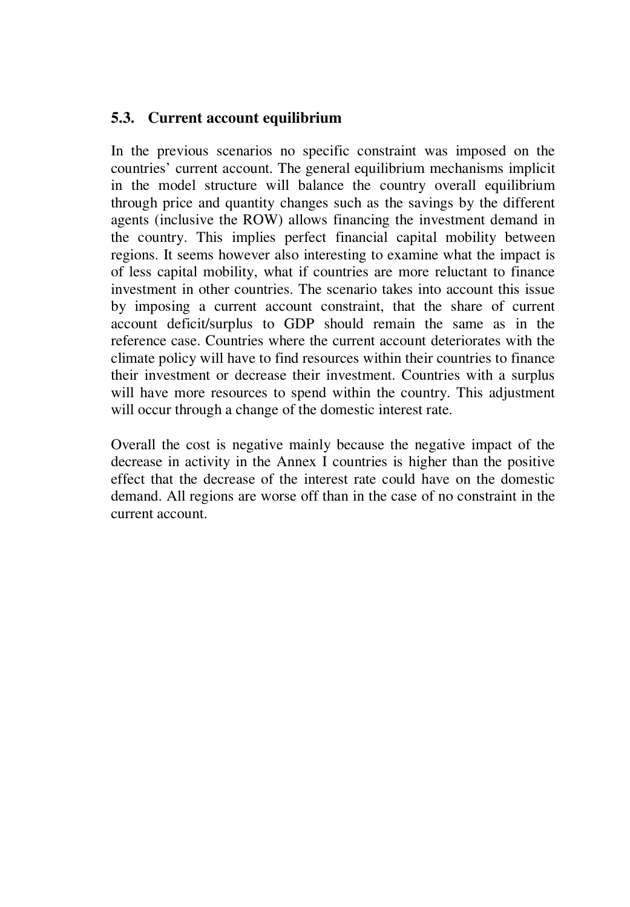### 5.3. Current account equilibrium

In the previous scenarios no specific constraint was imposed on the countries' current account. The general equilibrium mechanisms implicit in the model structure will balance the country overall equilibrium through price and quantity changes such as the savings by the different agents (inclusive the ROW) allows financing the investment demand in the country. This implies perfect financial capital mobility between regions. It seems however also interesting to examine what the impact is of less capital mobility, what if countries are more reluctant to finance investment in other countries. The scenario takes into account this issue by imposing a current account constraint, that the share of current account deficit/surplus to GDP should remain the same as in the reference case. Countries where the current account deteriorates with the climate policy will have to find resources within their countries to finance their investment or decrease their investment. Countries with a surplus will have more resources to spend within the country. This adjustment will occur through a change of the domestic interest rate.

Overall the cost is negative mainly because the negative impact of the decrease in activity in the Annex I countries is higher than the positive effect that the decrease of the interest rate could have on the domestic demand. All regions are worse off than in the case of no constraint in the current account.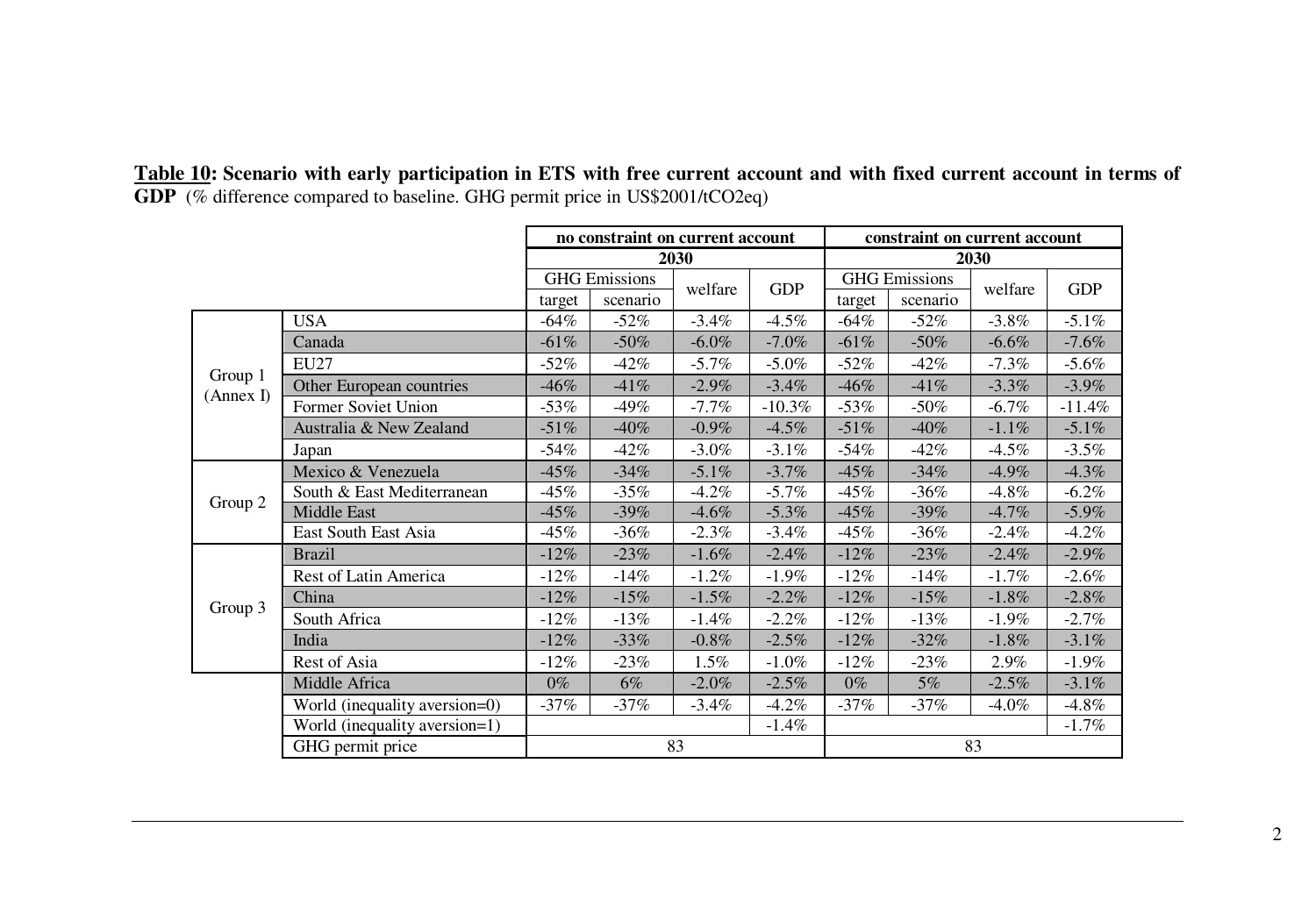**Table 10: Scenario with early participation in ETS with free current account and with fixed current account in terms of GDP** (% difference compared to baseline. GHG permit price in US$2001/tCO2eq)

| | | no constraint on current account | | | | constraint on current account | | | |
|---|---|---|---|---|---|---|---|---|---|
| | | 2030 | | | | 2030 | | | |
| | | GHG Emissions | | welfare | GDP | GHG Emissions | | welfare | GDP |
| | | target | scenario | | | target | scenario | | |
| Group 1 (Annex I) | USA | -64% | -52% | -3.4% | -4.5% | -64% | -52% | -3.8% | -5.1% |
| | Canada | -61% | -50% | -6.0% | -7.0% | -61% | -50% | -6.6% | -7.6% |
| | EU27 | -52% | -42% | -5.7% | -5.0% | -52% | -42% | -7.3% | -5.6% |
| | Other European countries | -46% | -41% | -2.9% | -3.4% | -46% | -41% | -3.3% | -3.9% |
| | Former Soviet Union | -53% | -49% | -7.7% | -10.3% | -53% | -50% | -6.7% | -11.4% |
| | Australia & New Zealand | -51% | -40% | -0.9% | -4.5% | -51% | -40% | -1.1% | -5.1% |
| | Japan | -54% | -42% | -3.0% | -3.1% | -54% | -42% | -4.5% | -3.5% |
| Group 2 | Mexico & Venezuela | -45% | -34% | -5.1% | -3.7% | -45% | -34% | -4.9% | -4.3% |
| | South & East Mediterranean | -45% | -35% | -4.2% | -5.7% | -45% | -36% | -4.8% | -6.2% |
| | Middle East | -45% | -39% | -4.6% | -5.3% | -45% | -39% | -4.7% | -5.9% |
| | East South East Asia | -45% | -36% | -2.3% | -3.4% | -45% | -36% | -2.4% | -4.2% |
| Group 3 | Brazil | -12% | -23% | -1.6% | -2.4% | -12% | -23% | -2.4% | -2.9% |
| | Rest of Latin America | -12% | -14% | -1.2% | -1.9% | -12% | -14% | -1.7% | -2.6% |
| | China | -12% | -15% | -1.5% | -2.2% | -12% | -15% | -1.8% | -2.8% |
| | South Africa | -12% | -13% | -1.4% | -2.2% | -12% | -13% | -1.9% | -2.7% |
| | India | -12% | -33% | -0.8% | -2.5% | -12% | -32% | -1.8% | -3.1% |
| | Rest of Asia | -12% | -23% | 1.5% | -1.0% | -12% | -23% | 2.9% | -1.9% |
| | Middle Africa | 0% | 6% | -2.0% | -2.5% | 0% | 5% | -2.5% | -3.1% |
| | World (inequality aversion=0) | -37% | -37% | -3.4% | -4.2% | -37% | -37% | -4.0% | -4.8% |
| | World (inequality aversion=1) | | | | -1.4% | | | | -1.7% |
| | GHG permit price | 83 | | | | 83 | | | |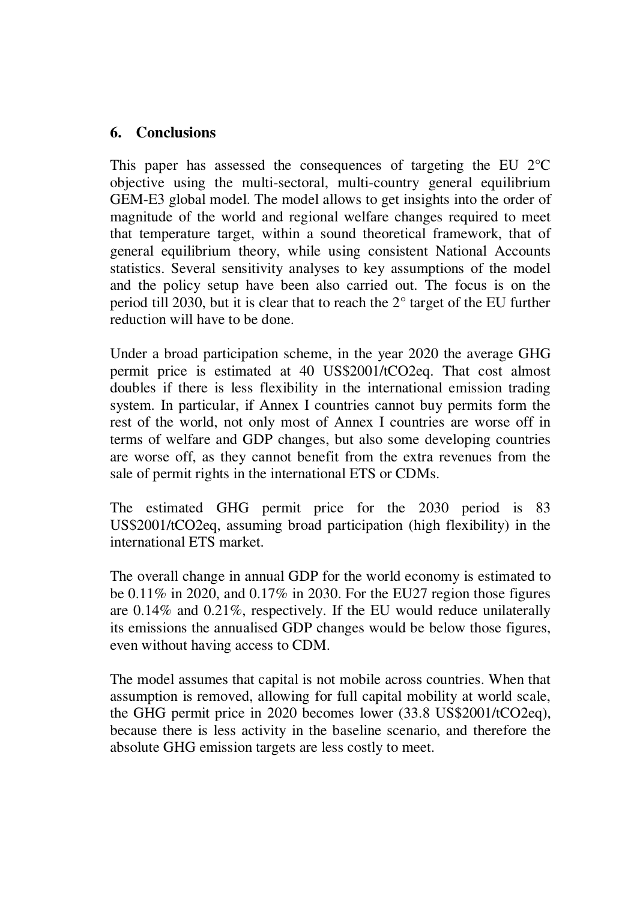## 6. Conclusions

This paper has assessed the consequences of targeting the EU 2°C objective using the multi-sectoral, multi-country general equilibrium GEM-E3 global model. The model allows to get insights into the order of magnitude of the world and regional welfare changes required to meet that temperature target, within a sound theoretical framework, that of general equilibrium theory, while using consistent National Accounts statistics. Several sensitivity analyses to key assumptions of the model and the policy setup have been also carried out. The focus is on the period till 2030, but it is clear that to reach the 2° target of the EU further reduction will have to be done.

Under a broad participation scheme, in the year 2020 the average GHG permit price is estimated at 40 US\$2001/t$CO_2$eq. That cost almost doubles if there is less flexibility in the international emission trading system. In particular, if Annex I countries cannot buy permits form the rest of the world, not only most of Annex I countries are worse off in terms of welfare and GDP changes, but also some developing countries are worse off, as they cannot benefit from the extra revenues from the sale of permit rights in the international ETS or CDMs.

The estimated GHG permit price for the 2030 period is 83 US\$2001/t$CO_2$eq, assuming broad participation (high flexibility) in the international ETS market.

The overall change in annual GDP for the world economy is estimated to be 0.11% in 2020, and 0.17% in 2030. For the EU27 region those figures are 0.14% and 0.21%, respectively. If the EU would reduce unilaterally its emissions the annualised GDP changes would be below those figures, even without having access to CDM.

The model assumes that capital is not mobile across countries. When that assumption is removed, allowing for full capital mobility at world scale, the GHG permit price in 2020 becomes lower (33.8 US\$2001/t$CO_2$eq), because there is less activity in the baseline scenario, and therefore the absolute GHG emission targets are less costly to meet.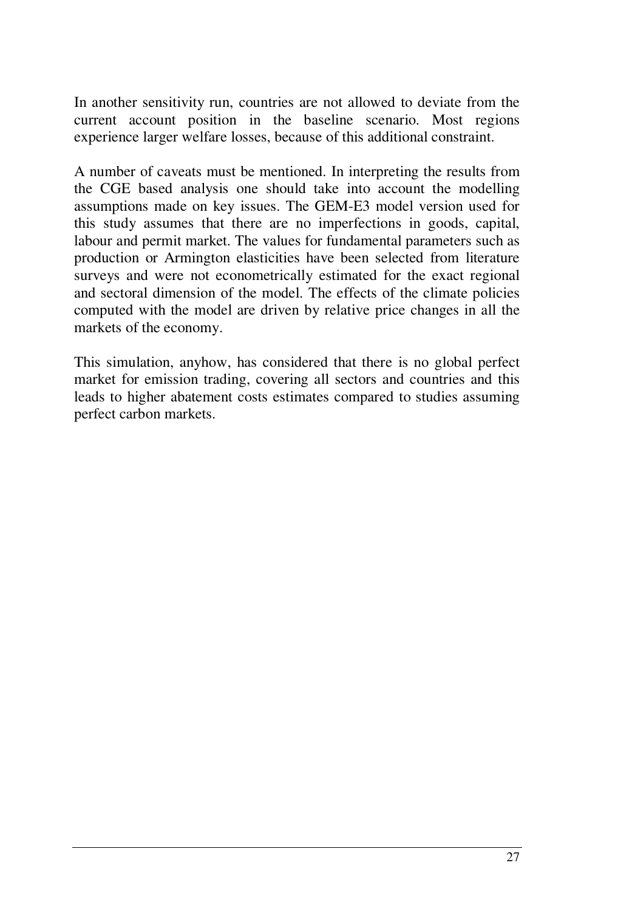In another sensitivity run, countries are not allowed to deviate from the current account position in the baseline scenario. Most regions experience larger welfare losses, because of this additional constraint.

A number of caveats must be mentioned. In interpreting the results from the CGE based analysis one should take into account the modelling assumptions made on key issues. The GEM-E3 model version used for this study assumes that there are no imperfections in goods, capital, labour and permit market. The values for fundamental parameters such as production or Armington elasticities have been selected from literature surveys and were not econometrically estimated for the exact regional and sectoral dimension of the model. The effects of the climate policies computed with the model are driven by relative price changes in all the markets of the economy.

This simulation, anyhow, has considered that there is no global perfect market for emission trading, covering all sectors and countries and this leads to higher abatement costs estimates compared to studies assuming perfect carbon markets.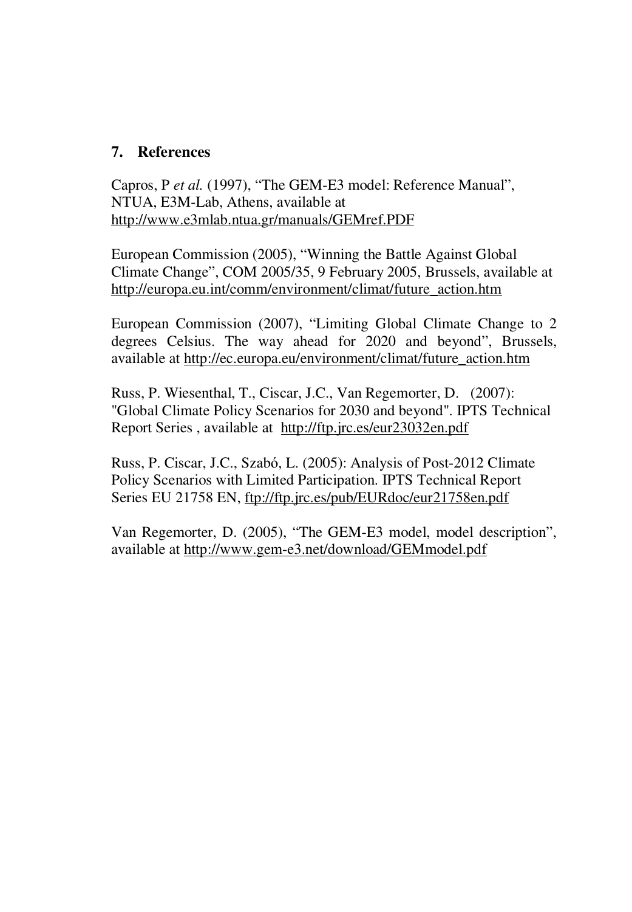## 7. References

Capros, P *et al.* (1997), "The GEM-E3 model: Reference Manual", NTUA, E3M-Lab, Athens, available at http://www.e3mlab.ntua.gr/manuals/GEMref.PDF

European Commission (2005), "Winning the Battle Against Global Climate Change", COM 2005/35, 9 February 2005, Brussels, available at http://europa.eu.int/comm/environment/climat/future_action.htm

European Commission (2007), "Limiting Global Climate Change to 2 degrees Celsius. The way ahead for 2020 and beyond", Brussels, available at http://ec.europa.eu/environment/climat/future_action.htm

Russ, P. Wiesenthal, T., Ciscar, J.C., Van Regemorter, D. (2007): "Global Climate Policy Scenarios for 2030 and beyond". IPTS Technical Report Series , available at http://ftp.jrc.es/eur23032en.pdf

Russ, P. Ciscar, J.C., Szabó, L. (2005): Analysis of Post-2012 Climate Policy Scenarios with Limited Participation. IPTS Technical Report Series EU 21758 EN, ftp://ftp.jrc.es/pub/EURdoc/eur21758en.pdf

Van Regemorter, D. (2005), "The GEM-E3 model, model description", available at http://www.gem-e3.net/download/GEMmodel.pdf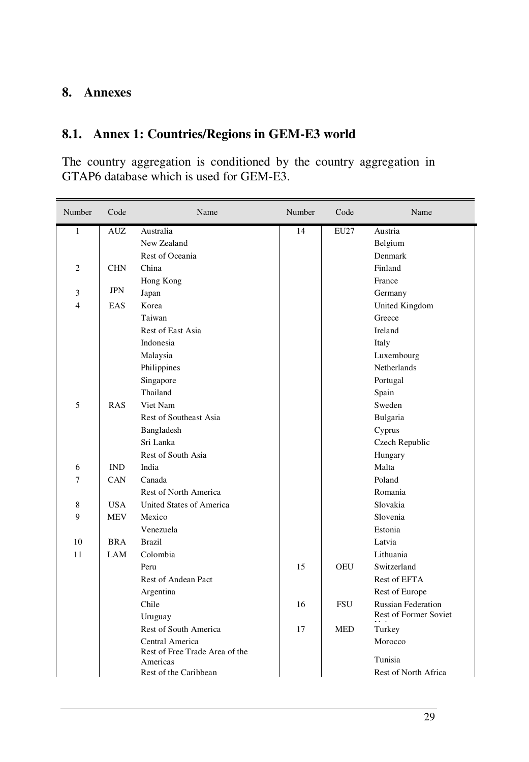# 8. Annexes

## 8.1. Annex 1: Countries/Regions in GEM-E3 world

The country aggregation is conditioned by the country aggregation in GTAP6 database which is used for GEM-E3.

| Number | Code | Name | Number | Code | Name |
|---|---|---|---|---|---|
| 1 | AUZ | Australia | 14 | EU27 | Austria |
| | | New Zealand | | | Belgium |
| | | Rest of Oceania | | | Denmark |
| 2 | CHN | China | | | Finland |
| | | Hong Kong | | | France |
| 3 | JPN | Japan | | | Germany |
| 4 | EAS | Korea | | | United Kingdom |
| | | Taiwan | | | Greece |
| | | Rest of East Asia | | | Ireland |
| | | Indonesia | | | Italy |
| | | Malaysia | | | Luxembourg |
| | | Philippines | | | Netherlands |
| | | Singapore | | | Portugal |
| | | Thailand | | | Spain |
| 5 | RAS | Viet Nam | | | Sweden |
| | | Rest of Southeast Asia | | | Bulgaria |
| | | Bangladesh | | | Cyprus |
| | | Sri Lanka | | | Czech Republic |
| | | Rest of South Asia | | | Hungary |
| 6 | IND | India | | | Malta |
| 7 | CAN | Canada | | | Poland |
| | | Rest of North America | | | Romania |
| 8 | USA | United States of America | | | Slovakia |
| 9 | MEV | Mexico | | | Slovenia |
| | | Venezuela | | | Estonia |
| 10 | BRA | Brazil | | | Latvia |
| 11 | LAM | Colombia | | | Lithuania |
| | | Peru | 15 | OEU | Switzerland |
| | | Rest of Andean Pact | | | Rest of EFTA |
| | | Argentina | | | Rest of Europe |
| | | Chile | 16 | FSU | Russian Federation |
| | | Uruguay | | | Rest of Former Soviet Union |
| | | Rest of South America | 17 | MED | Turkey |
| | | Central America | | | Morocco |
| | | Rest of Free Trade Area of the Americas | | | Tunisia |
| | | Rest of the Caribbean | | | Rest of North Africa |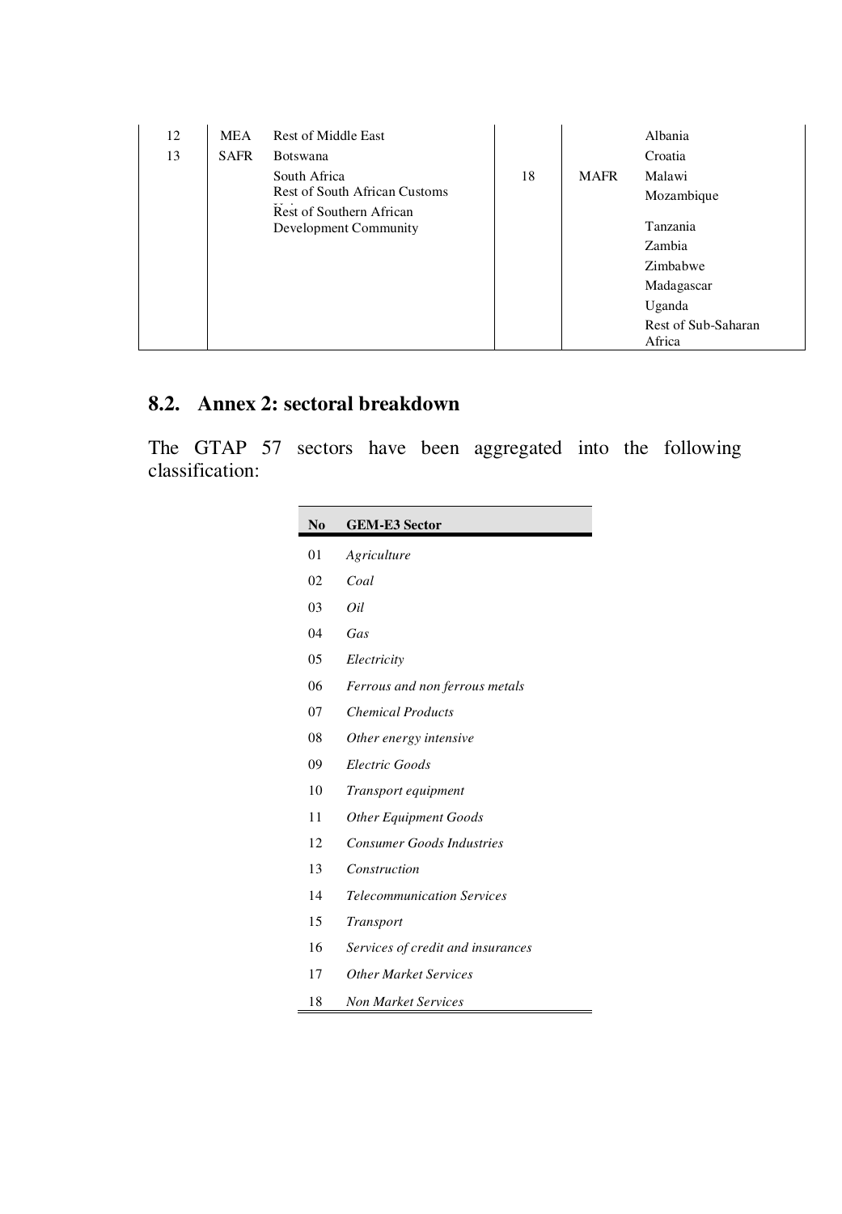| | | | | | |
|---|---|---|---|---|---|
| 12 | MEA | Rest of Middle East | | | Albania |
| 13 | SAFR | Botswana | | | Croatia |
| | | South Africa<br>Rest of South African Customs | 18 | MAFR | Malawi<br>Mozambique |
| | | Rest of Southern African Development Community | | | Tanzania |
| | | | | | Zambia |
| | | | | | Zimbabwe |
| | | | | | Madagascar |
| | | | | | Uganda |
| | | | | | Rest of Sub-Saharan Africa |

## 8.2. Annex 2: sectoral breakdown

The GTAP 57 sectors have been aggregated into the following classification:

| No | GEM-E3 Sector |
|---|---|
| 01 | *Agriculture* |
| 02 | *Coal* |
| 03 | *Oil* |
| 04 | *Gas* |
| 05 | *Electricity* |
| 06 | *Ferrous and non ferrous metals* |
| 07 | *Chemical Products* |
| 08 | *Other energy intensive* |
| 09 | *Electric Goods* |
| 10 | *Transport equipment* |
| 11 | *Other Equipment Goods* |
| 12 | *Consumer Goods Industries* |
| 13 | *Construction* |
| 14 | *Telecommunication Services* |
| 15 | *Transport* |
| 16 | *Services of credit and insurances* |
| 17 | *Other Market Services* |
| 18 | *Non Market Services* |